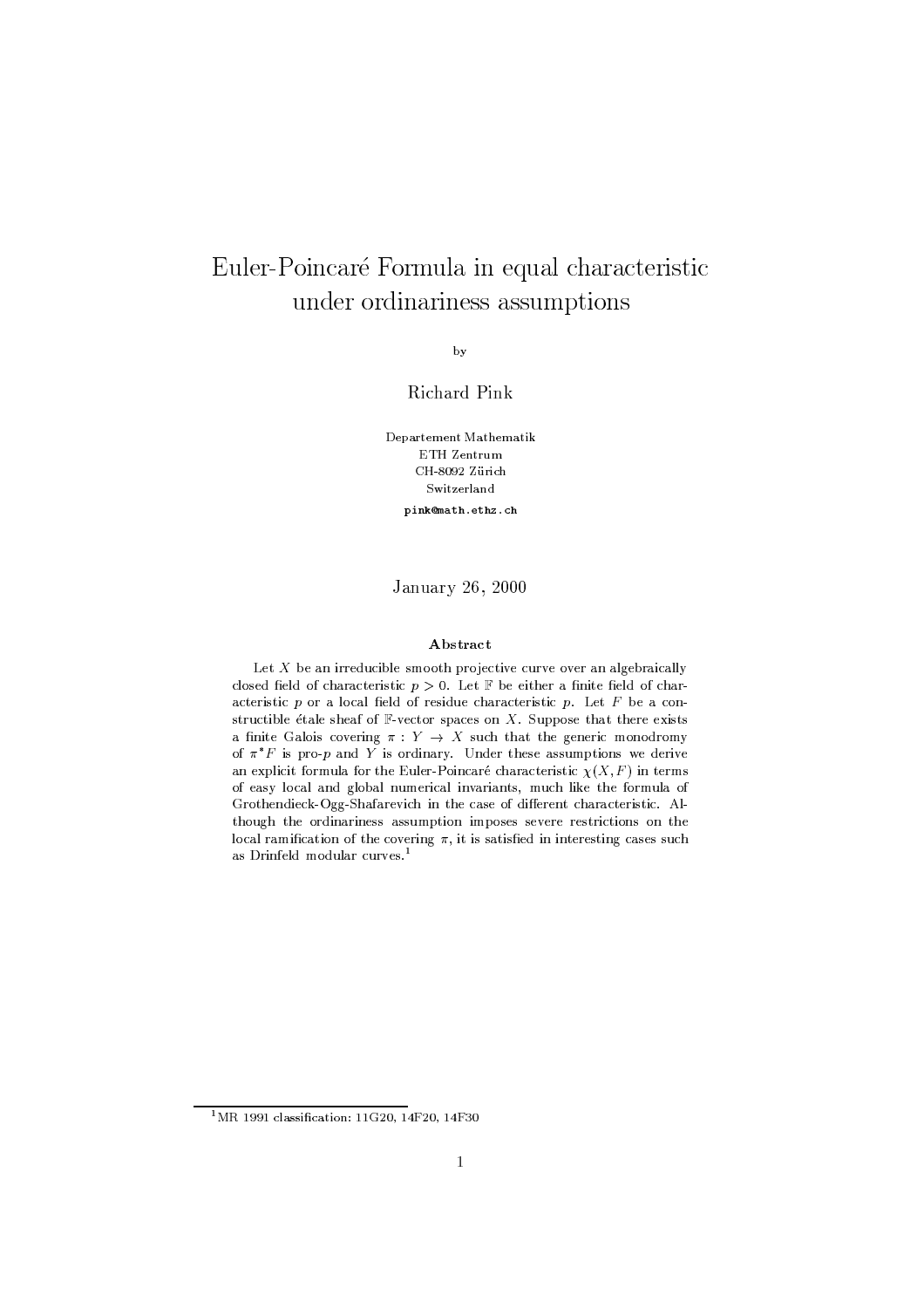# Euler-Poincaré Formula in equal characteristic under ordinariness assumptions

by

Richard Pink

Departement Mathematik
ETH Zentrum
CH-8092 Zürich
Switzerland
pink@math.ethz.ch

January 26, 2000

### Abstract

Let $X$ be an irreducible smooth projective curve over an algebraically closed field of characteristic $p > 0$. Let $\mathbb{F}$ be either a finite field of characteristic $p$ or a local field of residue characteristic $p$. Let $F$ be a constructible étale sheaf of $\mathbb{F}$-vector spaces on $X$. Suppose that there exists a finite Galois covering $\pi : Y \to X$ such that the generic monodromy of $\pi^*F$ is pro-$p$ and $Y$ is ordinary. Under these assumptions we derive an explicit formula for the Euler-Poincaré characteristic $\chi(X, F)$ in terms of easy local and global numerical invariants, much like the formula of Grothendieck-Ogg-Shafarevich in the case of different characteristic. Although the ordinariness assumption imposes severe restrictions on the local ramification of the covering $\pi$, it is satisfied in interesting cases such as Drinfeld modular curves.[1]

[1] MR 1991 classification: 11G20, 14F20, 14F30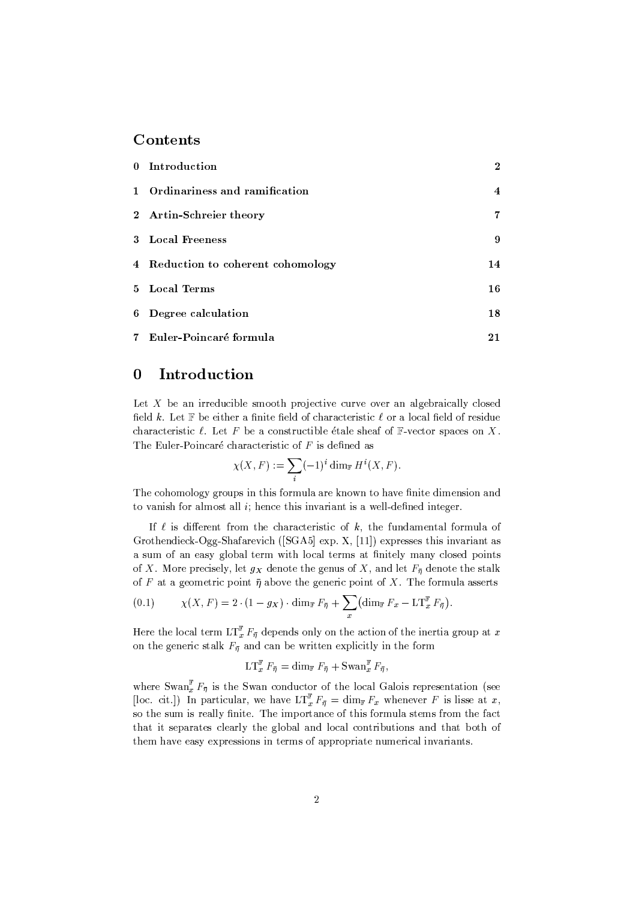## Contents

| | | |
|---|---|---|
| 0 | Introduction | 2 |
| 1 | Ordinariness and ramification | 4 |
| 2 | Artin-Schreier theory | 7 |
| 3 | Local Freeness | 9 |
| 4 | Reduction to coherent cohomology | 14 |
| 5 | Local Terms | 16 |
| 6 | Degree calculation | 18 |
| 7 | Euler-Poincaré formula | 21 |

# 0 Introduction

Let $X$ be an irreducible smooth projective curve over an algebraically closed field $k$. Let $\mathbb{F}$ be either a finite field of characteristic $\ell$ or a local field of residue characteristic $\ell$. Let $F$ be a constructible étale sheaf of $\mathbb{F}$-vector spaces on $X$. The Euler-Poincaré characteristic of $F$ is defined as

$$\chi(X, F) := \sum_i (-1)^i \dim_{\mathbb{F}} H^i(X, F).$$

The cohomology groups in this formula are known to have finite dimension and to vanish for almost all $i$; hence this invariant is a well-defined integer.

If $\ell$ is different from the characteristic of $k$, the fundamental formula of Grothendieck-Ogg-Shafarevich ([SGA5] exp. X, [11]) expresses this invariant as a sum of an easy global term with local terms at finitely many closed points of $X$. More precisely, let $g_X$ denote the genus of $X$, and let $F_{\bar\eta}$ denote the stalk of $F$ at a geometric point $\bar\eta$ above the generic point of $X$. The formula asserts

$$\chi(X, F) = 2 \cdot (1 - g_X) \cdot \dim_{\mathbb{F}} F_{\bar\eta} + \sum_x \bigl(\dim_{\mathbb{F}} F_x - \mathrm{LT}_x^{\mathbb{F}} F_{\bar\eta}\bigr). \tag{0.1}$$

Here the local term $\mathrm{LT}_x^{\mathbb{F}} F_{\bar\eta}$ depends only on the action of the inertia group at $x$ on the generic stalk $F_{\bar\eta}$ and can be written explicitly in the form

$$\mathrm{LT}_x^{\mathbb{F}} F_{\bar\eta} = \dim_{\mathbb{F}} F_{\bar\eta} + \mathrm{Swan}_x^{\mathbb{F}} F_{\bar\eta},$$

where $\mathrm{Swan}_x^{\mathbb{F}} F_{\bar\eta}$ is the Swan conductor of the local Galois representation (see [loc. cit.]) In particular, we have $\mathrm{LT}_x^{\mathbb{F}} F_{\bar\eta} = \dim_{\mathbb{F}} F_x$ whenever $F$ is lisse at $x$, so the sum is really finite. The importance of this formula stems from the fact that it separates clearly the global and local contributions and that both of them have easy expressions in terms of appropriate numerical invariants.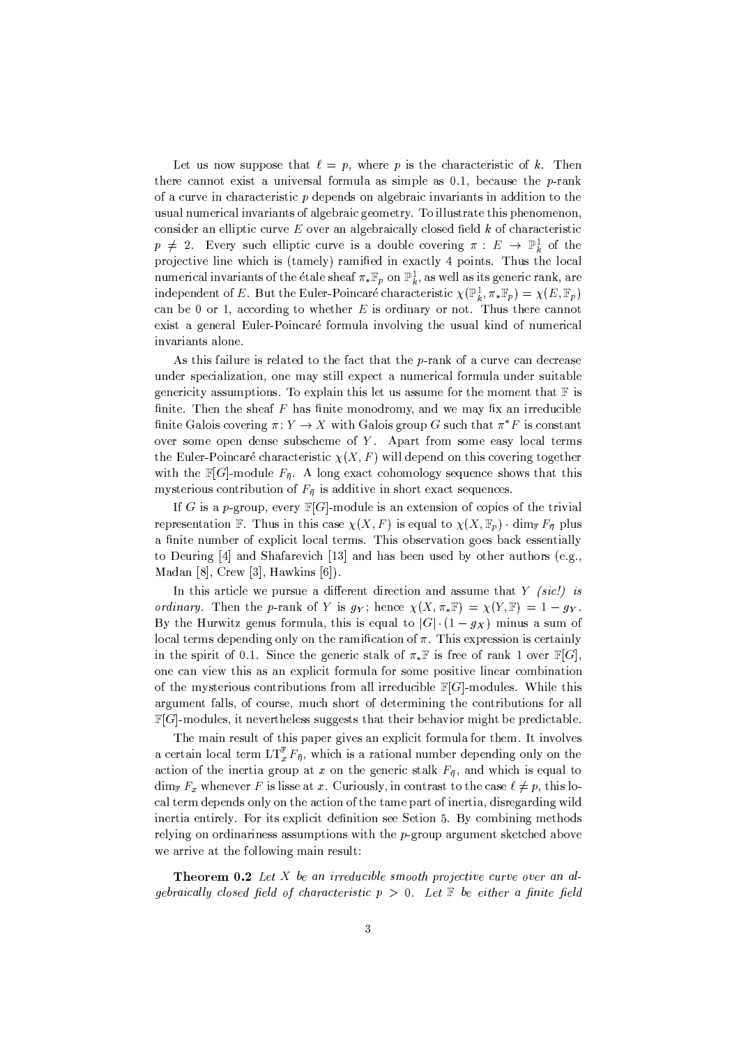Let us now suppose that $\ell = p$, where $p$ is the characteristic of $k$. Then there cannot exist a universal formula as simple as 0.1, because the $p$-rank of a curve in characteristic $p$ depends on algebraic invariants in addition to the usual numerical invariants of algebraic geometry. To illustrate this phenomenon, consider an elliptic curve $E$ over an algebraically closed field $k$ of characteristic $p \neq 2$. Every such elliptic curve is a double covering $\pi : E \to \mathbb{P}^1_k$ of the projective line which is (tamely) ramified in exactly 4 points. Thus the local numerical invariants of the étale sheaf $\pi_*\mathbb{F}_p$ on $\mathbb{P}^1_k$, as well as its generic rank, are independent of $E$. But the Euler-Poincaré characteristic $\chi(\mathbb{P}^1_k, \pi_*\mathbb{F}_p) = \chi(E, \mathbb{F}_p)$ can be 0 or 1, according to whether $E$ is ordinary or not. Thus there cannot exist a general Euler-Poincaré formula involving the usual kind of numerical invariants alone.

As this failure is related to the fact that the $p$-rank of a curve can decrease under specialization, one may still expect a numerical formula under suitable genericity assumptions. To explain this let us assume for the moment that $\mathbb{F}$ is finite. Then the sheaf $F$ has finite monodromy, and we may fix an irreducible finite Galois covering $\pi : Y \to X$ with Galois group $G$ such that $\pi^*F$ is constant over some open dense subscheme of $Y$. Apart from some easy local terms the Euler-Poincaré characteristic $\chi(X, F)$ will depend on this covering together with the $\mathbb{F}[G]$-module $F_{\bar\eta}$. A long exact cohomology sequence shows that this mysterious contribution of $F_{\bar\eta}$ is additive in short exact sequences.

If $G$ is a $p$-group, every $\mathbb{F}[G]$-module is an extension of copies of the trivial representation $\mathbb{F}$. Thus in this case $\chi(X, F)$ is equal to $\chi(X, \mathbb{F}_p) \cdot \dim_{\mathbb{F}} F_{\bar\eta}$ plus a finite number of explicit local terms. This observation goes back essentially to Deuring [4] and Shafarevich [13] and has been used by other authors (e.g., Madan [8], Crew [3], Hawkins [6]).

In this article we pursue a different direction and assume that $Y$ *(sic!) is ordinary*. Then the $p$-rank of $Y$ is $g_Y$; hence $\chi(X, \pi_*\mathbb{F}) = \chi(Y, \mathbb{F}) = 1 - g_Y$. By the Hurwitz genus formula, this is equal to $|G| \cdot (1 - g_X)$ minus a sum of local terms depending only on the ramification of $\pi$. This expression is certainly in the spirit of 0.1. Since the generic stalk of $\pi_*\mathbb{F}$ is free of rank 1 over $\mathbb{F}[G]$, one can view this as an explicit formula for some positive linear combination of the mysterious contributions from all irreducible $\mathbb{F}[G]$-modules. While this argument falls, of course, much short of determining the contributions for all $\mathbb{F}[G]$-modules, it nevertheless suggests that their behavior might be predictable.

The main result of this paper gives an explicit formula for them. It involves a certain local term $\mathrm{LT}_x^{\mathbb{F}} F_{\bar\eta}$, which is a rational number depending only on the action of the inertia group at $x$ on the generic stalk $F_{\bar\eta}$, and which is equal to $\dim_{\mathbb{F}} F_x$ whenever $F$ is lisse at $x$. Curiously, in contrast to the case $\ell \neq p$, this local term depends only on the action of the tame part of inertia, disregarding wild inertia entirely. For its explicit definition see Setion 5. By combining methods relying on ordinariness assumptions with the $p$-group argument sketched above we arrive at the following main result:

**Theorem 0.2** *Let $X$ be an irreducible smooth projective curve over an algebraically closed field of characteristic $p > 0$. Let $\mathbb{F}$ be either a finite field*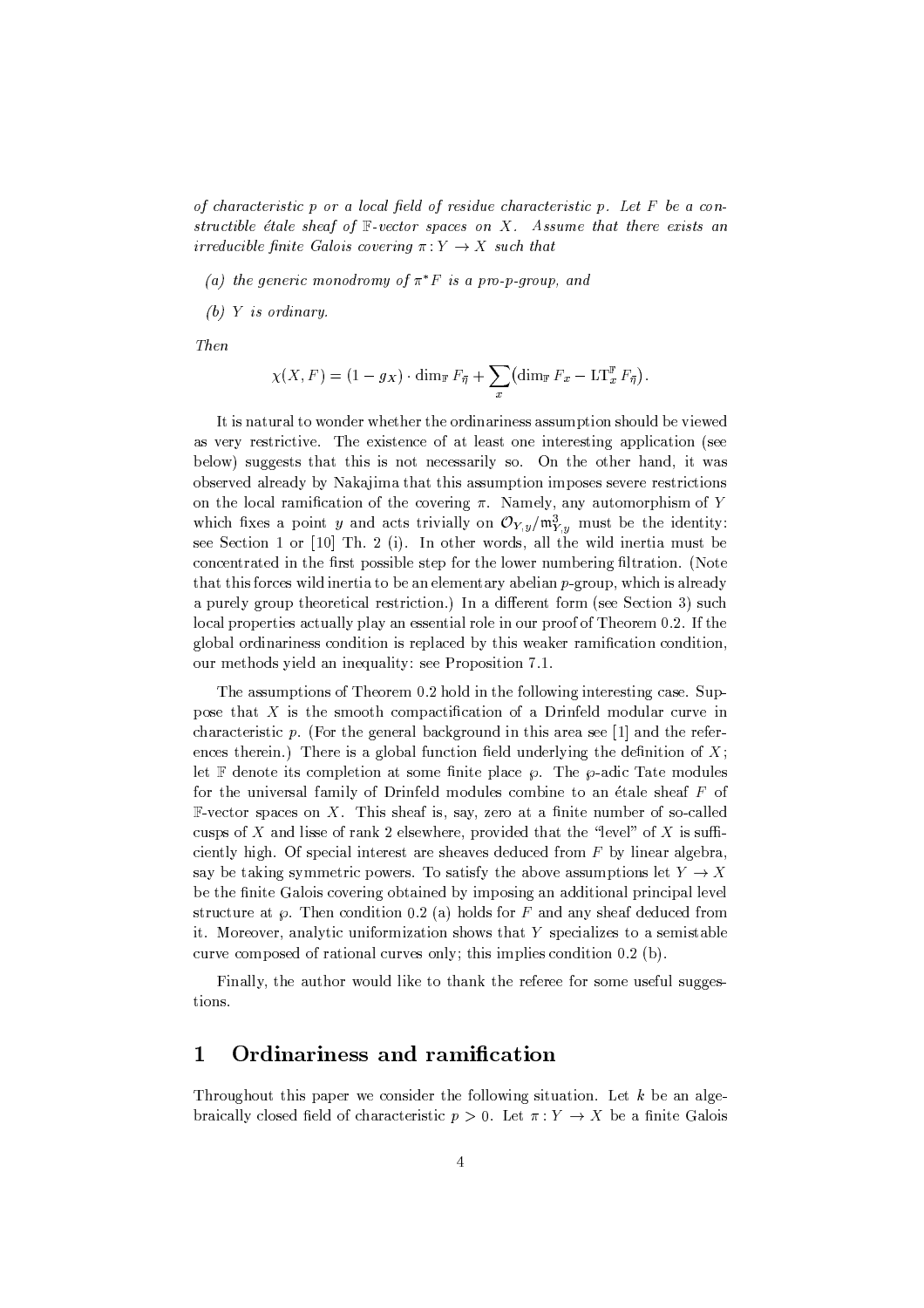*of characteristic $p$ or a local field of residue characteristic $p$. Let $F$ be a constructible étale sheaf of $\mathbb{F}$-vector spaces on $X$. Assume that there exists an irreducible finite Galois covering $\pi : Y \to X$ such that*

*(a) the generic monodromy of $\pi^* F$ is a pro-$p$-group, and*

*(b) $Y$ is ordinary.*

*Then*

$$\chi(X, F) = (1 - g_X) \cdot \dim_{\mathbb{F}} F_{\bar{\eta}} + \sum_x \bigl(\dim_{\mathbb{F}} F_x - \mathrm{LT}_x^{\mathbb{F}} F_{\bar{\eta}}\bigr).$$

It is natural to wonder whether the ordinariness assumption should be viewed as very restrictive. The existence of at least one interesting application (see below) suggests that this is not necessarily so. On the other hand, it was observed already by Nakajima that this assumption imposes severe restrictions on the local ramification of the covering $\pi$. Namely, any automorphism of $Y$ which fixes a point $y$ and acts trivially on $\mathcal{O}_{Y,y}/\mathfrak{m}_{Y,y}^3$ must be the identity: see Section 1 or [10] Th. 2 (i). In other words, all the wild inertia must be concentrated in the first possible step for the lower numbering filtration. (Note that this forces wild inertia to be an elementary abelian $p$-group, which is already a purely group theoretical restriction.) In a different form (see Section 3) such local properties actually play an essential role in our proof of Theorem 0.2. If the global ordinariness condition is replaced by this weaker ramification condition, our methods yield an inequality: see Proposition 7.1.

The assumptions of Theorem 0.2 hold in the following interesting case. Suppose that $X$ is the smooth compactification of a Drinfeld modular curve in characteristic $p$. (For the general background in this area see [1] and the references therein.) There is a global function field underlying the definition of $X$; let $\mathbb{F}$ denote its completion at some finite place $\wp$. The $\wp$-adic Tate modules for the universal family of Drinfeld modules combine to an étale sheaf $F$ of $\mathbb{F}$-vector spaces on $X$. This sheaf is, say, zero at a finite number of so-called cusps of $X$ and lisse of rank 2 elsewhere, provided that the "level" of $X$ is sufficiently high. Of special interest are sheaves deduced from $F$ by linear algebra, say be taking symmetric powers. To satisfy the above assumptions let $Y \to X$ be the finite Galois covering obtained by imposing an additional principal level structure at $\wp$. Then condition 0.2 (a) holds for $F$ and any sheaf deduced from it. Moreover, analytic uniformization shows that $Y$ specializes to a semistable curve composed of rational curves only; this implies condition 0.2 (b).

Finally, the author would like to thank the referee for some useful suggestions.

# 1 Ordinariness and ramification

Throughout this paper we consider the following situation. Let $k$ be an algebraically closed field of characteristic $p > 0$. Let $\pi : Y \to X$ be a finite Galois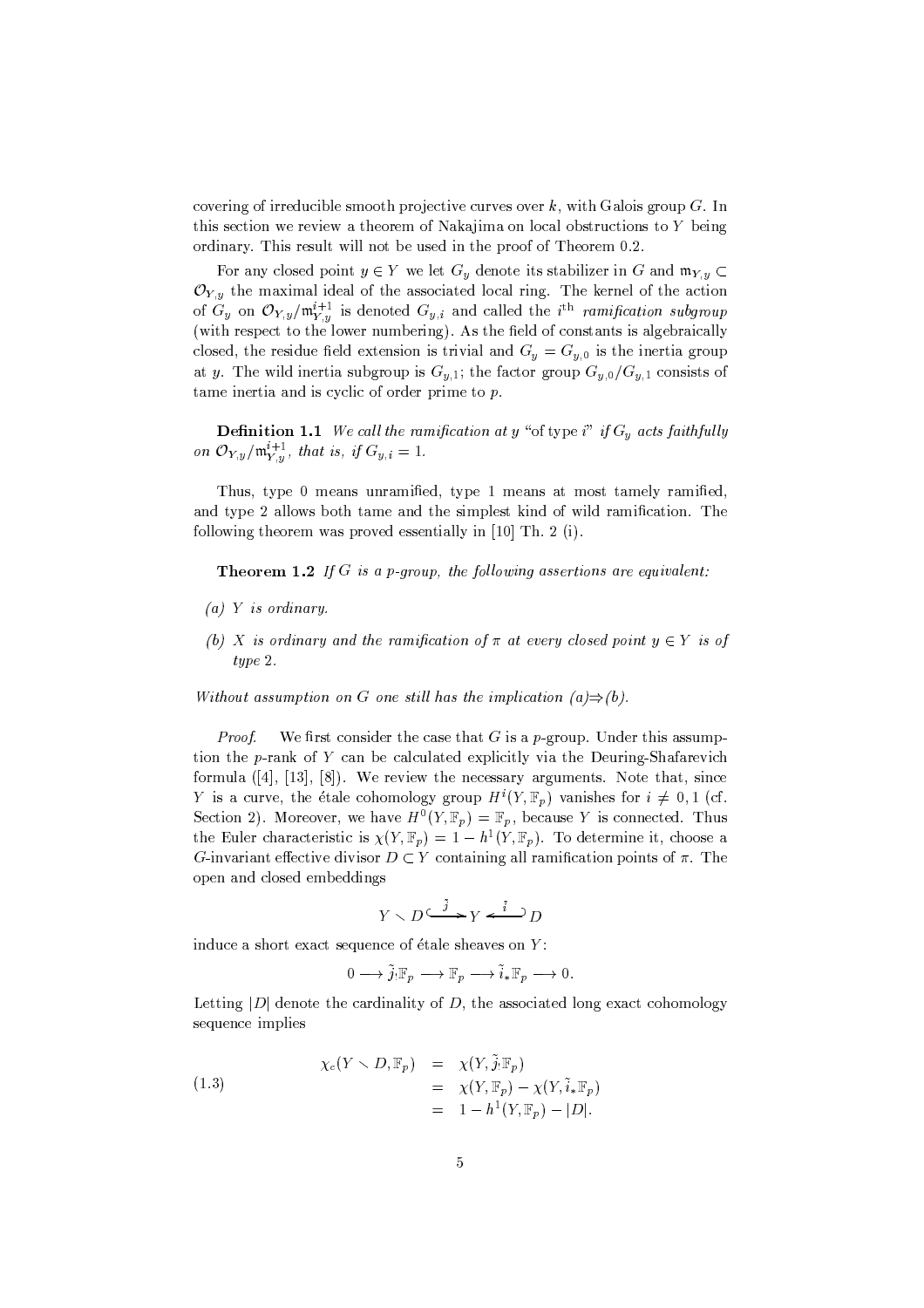covering of irreducible smooth projective curves over $k$, with Galois group $G$. In this section we review a theorem of Nakajima on local obstructions to $Y$ being ordinary. This result will not be used in the proof of Theorem 0.2.

For any closed point $y \in Y$ we let $G_y$ denote its stabilizer in $G$ and $\mathfrak{m}_{Y,y} \subset \mathcal{O}_{Y,y}$ the maximal ideal of the associated local ring. The kernel of the action of $G_y$ on $\mathcal{O}_{Y,y}/\mathfrak{m}_{Y,y}^{i+1}$ is denoted $G_{y,i}$ and called the $i^{\text{th}}$ *ramification subgroup* (with respect to the lower numbering). As the field of constants is algebraically closed, the residue field extension is trivial and $G_y = G_{y,0}$ is the inertia group at $y$. The wild inertia subgroup is $G_{y,1}$; the factor group $G_{y,0}/G_{y,1}$ consists of tame inertia and is cyclic of order prime to $p$.

**Definition 1.1** *We call the ramification at $y$ "of type $i$" if $G_y$ acts faithfully on $\mathcal{O}_{Y,y}/\mathfrak{m}_{Y,y}^{i+1}$, that is, if $G_{y,i} = 1$.*

Thus, type 0 means unramified, type 1 means at most tamely ramified, and type 2 allows both tame and the simplest kind of wild ramification. The following theorem was proved essentially in [10] Th. 2 (i).

**Theorem 1.2** *If $G$ is a $p$-group, the following assertions are equivalent:*

*(a) $Y$ is ordinary.*

*(b) $X$ is ordinary and the ramification of $\pi$ at every closed point $y \in Y$ is of type 2.*

*Without assumption on $G$ one still has the implication (a)$\Rightarrow$(b).*

*Proof.* We first consider the case that $G$ is a $p$-group. Under this assumption the $p$-rank of $Y$ can be calculated explicitly via the Deuring-Shafarevich formula ([4], [13], [8]). We review the necessary arguments. Note that, since $Y$ is a curve, the étale cohomology group $H^i(Y, \mathbb{F}_p)$ vanishes for $i \neq 0, 1$ (cf. Section 2). Moreover, we have $H^0(Y, \mathbb{F}_p) = \mathbb{F}_p$, because $Y$ is connected. Thus the Euler characteristic is $\chi(Y, \mathbb{F}_p) = 1 - h^1(Y, \mathbb{F}_p)$. To determine it, choose a $G$-invariant effective divisor $D \subset Y$ containing all ramification points of $\pi$. The open and closed embeddings

$$Y \smallsetminus D \overset{\tilde{j}}{\hookrightarrow} Y \overset{\tilde{i}}{\hookleftarrow} D$$

induce a short exact sequence of étale sheaves on $Y$:

$$0 \longrightarrow \tilde{j}_! \mathbb{F}_p \longrightarrow \mathbb{F}_p \longrightarrow \tilde{i}_* \mathbb{F}_p \longrightarrow 0.$$

Letting $|D|$ denote the cardinality of $D$, the associated long exact cohomology sequence implies

$$\begin{aligned} \chi_c(Y \smallsetminus D, \mathbb{F}_p) &= \chi(Y, \tilde{j}_! \mathbb{F}_p) \\ &= \chi(Y, \mathbb{F}_p) - \chi(Y, \tilde{i}_* \mathbb{F}_p) \\ &= 1 - h^1(Y, \mathbb{F}_p) - |D|. \end{aligned} \tag{1.3}$$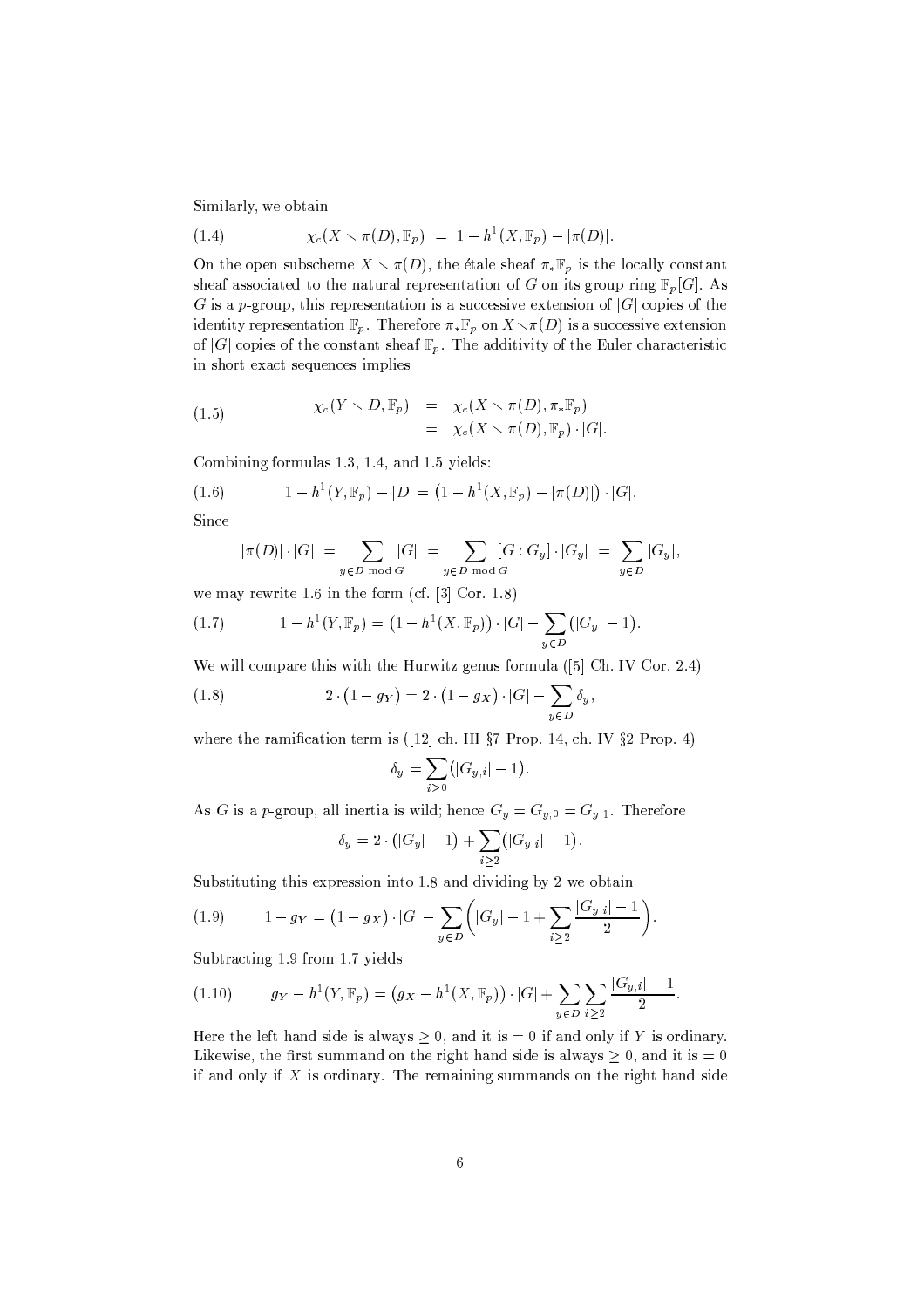Similarly, we obtain

$$\chi_c(X \smallsetminus \pi(D), \mathbb{F}_p) \; = \; 1 - h^1(X, \mathbb{F}_p) - |\pi(D)|. \tag{1.4}$$

On the open subscheme $X \smallsetminus \pi(D)$, the étale sheaf $\pi_*\mathbb{F}_p$ is the locally constant sheaf associated to the natural representation of $G$ on its group ring $\mathbb{F}_p[G]$. As $G$ is a $p$-group, this representation is a successive extension of $|G|$ copies of the identity representation $\mathbb{F}_p$. Therefore $\pi_*\mathbb{F}_p$ on $X \smallsetminus \pi(D)$ is a successive extension of $|G|$ copies of the constant sheaf $\mathbb{F}_p$. The additivity of the Euler characteristic in short exact sequences implies

$$\begin{aligned} \chi_c(Y \smallsetminus D, \mathbb{F}_p) \;&=\; \chi_c(X \smallsetminus \pi(D), \pi_*\mathbb{F}_p) \\ &=\; \chi_c(X \smallsetminus \pi(D), \mathbb{F}_p) \cdot |G|. \end{aligned} \tag{1.5}$$

Combining formulas 1.3, 1.4, and 1.5 yields:

$$1 - h^1(Y, \mathbb{F}_p) - |D| = \big(1 - h^1(X, \mathbb{F}_p) - |\pi(D)|\big) \cdot |G|. \tag{1.6}$$

Since

$$|\pi(D)| \cdot |G| \;=\; \sum_{y \in D \bmod G} |G| \;=\; \sum_{y \in D \bmod G} [G : G_y] \cdot |G_y| \;=\; \sum_{y \in D} |G_y|,$$

we may rewrite 1.6 in the form (cf. [3] Cor. 1.8)

$$1 - h^1(Y, \mathbb{F}_p) = \big(1 - h^1(X, \mathbb{F}_p)\big) \cdot |G| - \sum_{y \in D} \big(|G_y| - 1\big). \tag{1.7}$$

We will compare this with the Hurwitz genus formula ([5] Ch. IV Cor. 2.4)

$$2 \cdot \big(1 - g_Y\big) = 2 \cdot \big(1 - g_X\big) \cdot |G| - \sum_{y \in D} \delta_y, \tag{1.8}$$

where the ramification term is ([12] ch. III §7 Prop. 14, ch. IV §2 Prop. 4)

$$\delta_y = \sum_{i \geq 0} \big(|G_{y,i}| - 1\big).$$

As $G$ is a $p$-group, all inertia is wild; hence $G_y = G_{y,0} = G_{y,1}$. Therefore

$$\delta_y = 2 \cdot \big(|G_y| - 1\big) + \sum_{i \geq 2} \big(|G_{y,i}| - 1\big).$$

Substituting this expression into 1.8 and dividing by 2 we obtain

$$1 - g_Y = \big(1 - g_X\big) \cdot |G| - \sum_{y \in D} \bigg(|G_y| - 1 + \sum_{i \geq 2} \frac{|G_{y,i}| - 1}{2}\bigg). \tag{1.9}$$

Subtracting 1.9 from 1.7 yields

$$g_Y - h^1(Y, \mathbb{F}_p) = \big(g_X - h^1(X, \mathbb{F}_p)\big) \cdot |G| + \sum_{y \in D} \sum_{i \geq 2} \frac{|G_{y,i}| - 1}{2}. \tag{1.10}$$

Here the left hand side is always $\geq 0$, and it is $= 0$ if and only if $Y$ is ordinary. Likewise, the first summand on the right hand side is always $\geq 0$, and it is $= 0$ if and only if $X$ is ordinary. The remaining summands on the right hand side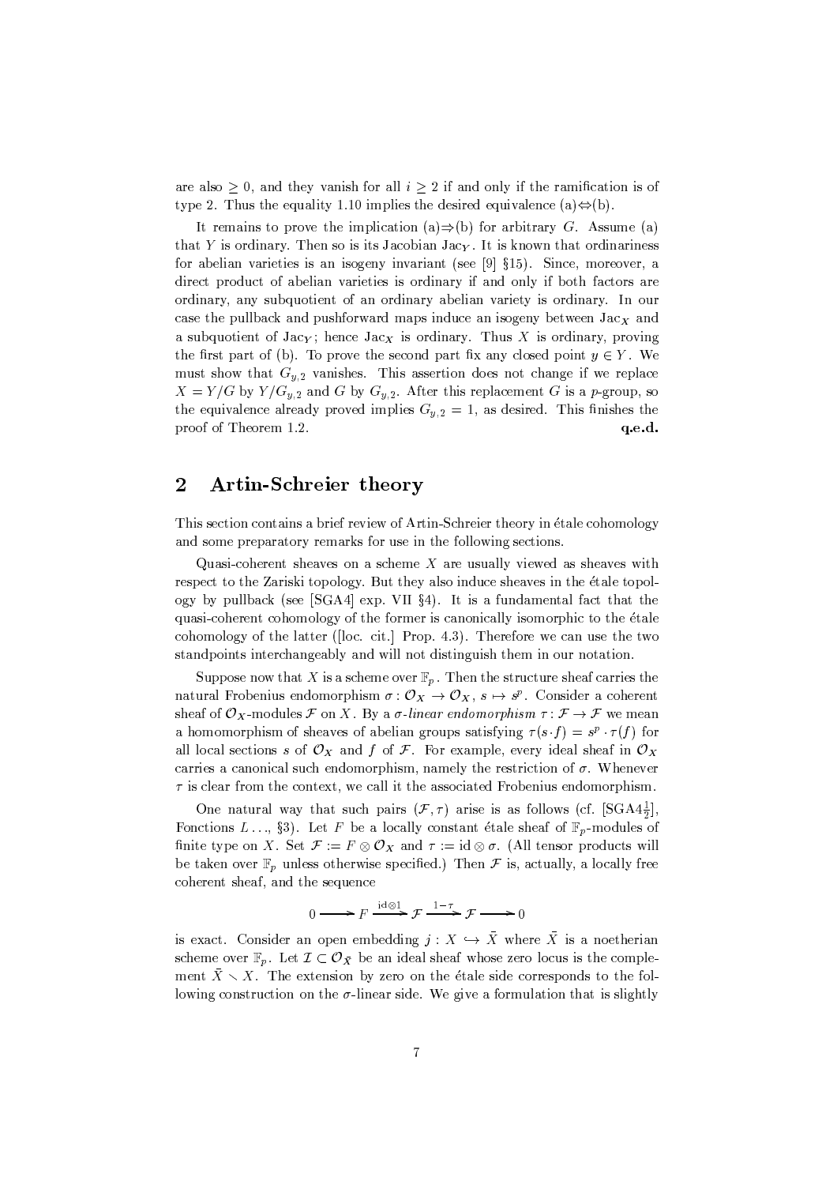are also $\geq 0$, and they vanish for all $i \geq 2$ if and only if the ramification is of type 2. Thus the equality 1.10 implies the desired equivalence (a)$\Leftrightarrow$(b).

It remains to prove the implication (a)$\Rightarrow$(b) for arbitrary $G$. Assume (a) that $Y$ is ordinary. Then so is its Jacobian $\mathrm{Jac}_Y$. It is known that ordinariness for abelian varieties is an isogeny invariant (see [9] §15). Since, moreover, a direct product of abelian varieties is ordinary if and only if both factors are ordinary, any subquotient of an ordinary abelian variety is ordinary. In our case the pullback and pushforward maps induce an isogeny between $\mathrm{Jac}_X$ and a subquotient of $\mathrm{Jac}_Y$; hence $\mathrm{Jac}_X$ is ordinary. Thus $X$ is ordinary, proving the first part of (b). To prove the second part fix any closed point $y \in Y$. We must show that $G_{y,2}$ vanishes. This assertion does not change if we replace $X = Y/G$ by $Y/G_{y,2}$ and $G$ by $G_{y,2}$. After this replacement $G$ is a $p$-group, so the equivalence already proved implies $G_{y,2} = 1$, as desired. This finishes the proof of Theorem 1.2. **q.e.d.**

## 2 Artin-Schreier theory

This section contains a brief review of Artin-Schreier theory in étale cohomology and some preparatory remarks for use in the following sections.

Quasi-coherent sheaves on a scheme $X$ are usually viewed as sheaves with respect to the Zariski topology. But they also induce sheaves in the étale topology by pullback (see [SGA4] exp. VII §4). It is a fundamental fact that the quasi-coherent cohomology of the former is canonically isomorphic to the étale cohomology of the latter ([loc. cit.] Prop. 4.3). Therefore we can use the two standpoints interchangeably and will not distinguish them in our notation.

Suppose now that $X$ is a scheme over $\mathbb{F}_p$. Then the structure sheaf carries the natural Frobenius endomorphism $\sigma : \mathcal{O}_X \to \mathcal{O}_X$, $s \mapsto s^p$. Consider a coherent sheaf of $\mathcal{O}_X$-modules $\mathcal{F}$ on $X$. By a *$\sigma$-linear endomorphism* $\tau : \mathcal{F} \to \mathcal{F}$ we mean a homomorphism of sheaves of abelian groups satisfying $\tau(s \cdot f) = s^p \cdot \tau(f)$ for all local sections $s$ of $\mathcal{O}_X$ and $f$ of $\mathcal{F}$. For example, every ideal sheaf in $\mathcal{O}_X$ carries a canonical such endomorphism, namely the restriction of $\sigma$. Whenever $\tau$ is clear from the context, we call it the associated Frobenius endomorphism.

One natural way that such pairs $(\mathcal{F}, \tau)$ arise is as follows (cf. [SGA4$\frac{1}{2}$], Fonctions $L \ldots$, §3). Let $F$ be a locally constant étale sheaf of $\mathbb{F}_p$-modules of finite type on $X$. Set $\mathcal{F} := F \otimes \mathcal{O}_X$ and $\tau := \mathrm{id} \otimes \sigma$. (All tensor products will be taken over $\mathbb{F}_p$ unless otherwise specified.) Then $\mathcal{F}$ is, actually, a locally free coherent sheaf, and the sequence

$$0 \longrightarrow F \xrightarrow{\mathrm{id}\otimes 1} \mathcal{F} \xrightarrow{1-\tau} \mathcal{F} \longrightarrow 0$$

is exact. Consider an open embedding $j : X \hookrightarrow \bar{X}$ where $\bar{X}$ is a noetherian scheme over $\mathbb{F}_p$. Let $\mathcal{I} \subset \mathcal{O}_{\bar{X}}$ be an ideal sheaf whose zero locus is the complement $\bar{X} \setminus X$. The extension by zero on the étale side corresponds to the following construction on the $\sigma$-linear side. We give a formulation that is slightly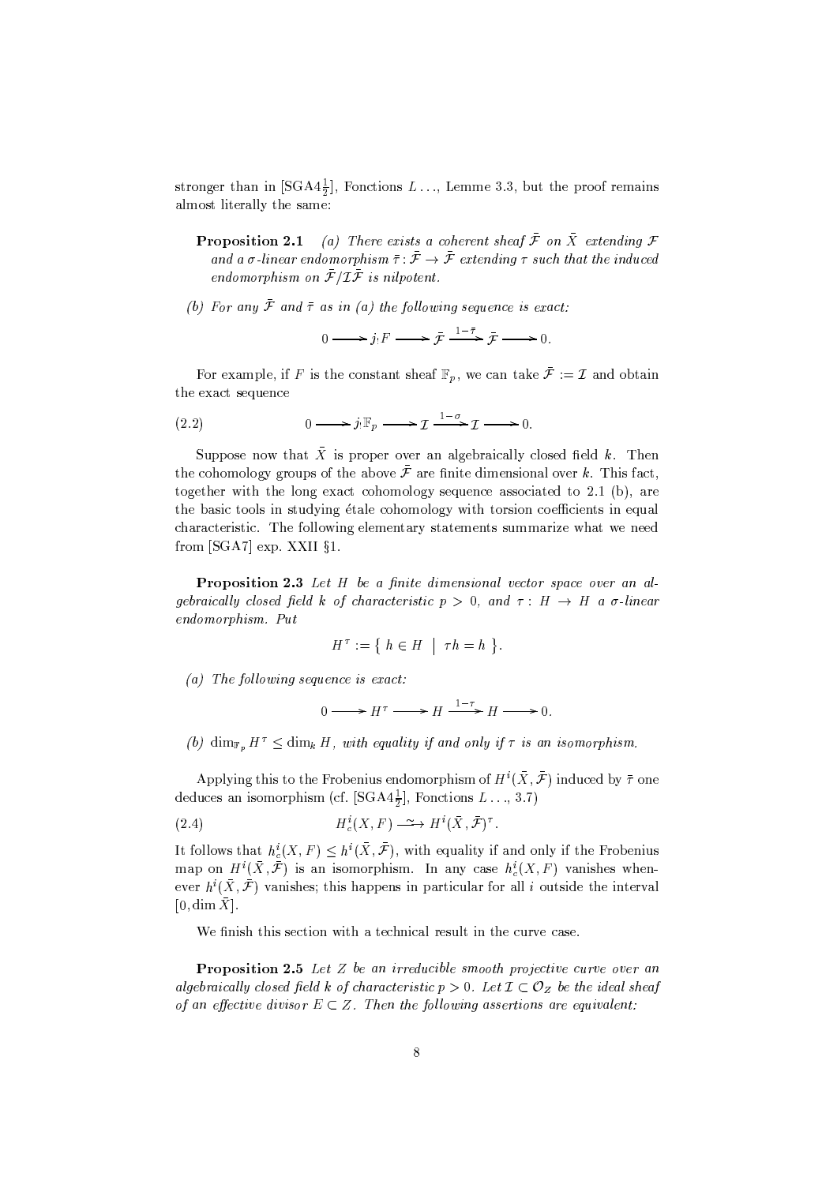stronger than in [SGA4$\frac{1}{2}$], Fonctions $L$ ..., Lemme 3.3, but the proof remains almost literally the same:

**Proposition 2.1** *(a) There exists a coherent sheaf $\bar{\mathcal{F}}$ on $\bar{X}$ extending $\mathcal{F}$ and a $\sigma$-linear endomorphism $\bar{\tau}: \bar{\mathcal{F}} \to \bar{\mathcal{F}}$ extending $\tau$ such that the induced endomorphism on $\bar{\mathcal{F}}/\mathcal{I}\bar{\mathcal{F}}$ is nilpotent.*

*(b) For any $\bar{\mathcal{F}}$ and $\bar{\tau}$ as in (a) the following sequence is exact:*

$$0 \longrightarrow j_! F \longrightarrow \bar{\mathcal{F}} \xrightarrow{1-\bar{\tau}} \bar{\mathcal{F}} \longrightarrow 0.$$

For example, if $F$ is the constant sheaf $\mathbb{F}_p$, we can take $\bar{\mathcal{F}} := \mathcal{I}$ and obtain the exact sequence

$$0 \longrightarrow j_! \mathbb{F}_p \longrightarrow \mathcal{I} \xrightarrow{1-\sigma} \mathcal{I} \longrightarrow 0. \tag{2.2}$$

Suppose now that $\bar{X}$ is proper over an algebraically closed field $k$. Then the cohomology groups of the above $\bar{\mathcal{F}}$ are finite dimensional over $k$. This fact, together with the long exact cohomology sequence associated to 2.1 (b), are the basic tools in studying étale cohomology with torsion coefficients in equal characteristic. The following elementary statements summarize what we need from [SGA7] exp. XXII §1.

**Proposition 2.3** *Let $H$ be a finite dimensional vector space over an algebraically closed field $k$ of characteristic $p > 0$, and $\tau : H \to H$ a $\sigma$-linear endomorphism. Put*

$$H^\tau := \{ \, h \in H \mid \tau h = h \, \}.$$

*(a) The following sequence is exact:*

$$0 \longrightarrow H^\tau \longrightarrow H \xrightarrow{1-\tau} H \longrightarrow 0.$$

*(b) $\dim_{\mathbb{F}_p} H^\tau \leq \dim_k H$, with equality if and only if $\tau$ is an isomorphism.*

Applying this to the Frobenius endomorphism of $H^i(\bar{X}, \bar{\mathcal{F}})$ induced by $\bar{\tau}$ one deduces an isomorphism (cf. [SGA4$\frac{1}{2}$], Fonctions $L$ ..., 3.7)

$$H^i_c(X, F) \xrightarrow{\sim} H^i(\bar{X}, \bar{\mathcal{F}})^\tau. \tag{2.4}$$

It follows that $h^i_c(X, F) \leq h^i(\bar{X}, \bar{\mathcal{F}})$, with equality if and only if the Frobenius map on $H^i(\bar{X}, \bar{\mathcal{F}})$ is an isomorphism. In any case $h^i_c(X, F)$ vanishes whenever $h^i(\bar{X}, \bar{\mathcal{F}})$ vanishes; this happens in particular for all $i$ outside the interval $[0, \dim \bar{X}]$.

We finish this section with a technical result in the curve case.

**Proposition 2.5** *Let $Z$ be an irreducible smooth projective curve over an algebraically closed field $k$ of characteristic $p > 0$. Let $\mathcal{I} \subset \mathcal{O}_Z$ be the ideal sheaf of an effective divisor $E \subset Z$. Then the following assertions are equivalent:*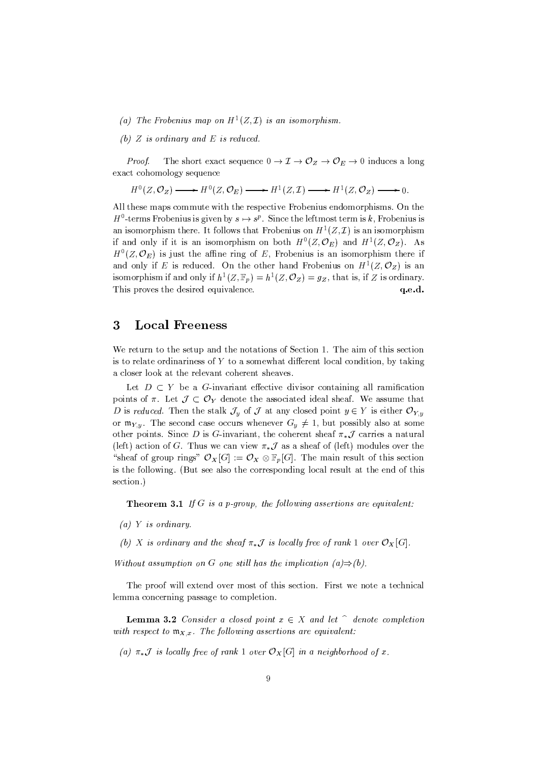*(a) The Frobenius map on $H^1(Z, \mathcal{I})$ is an isomorphism.*

*(b) $Z$ is ordinary and $E$ is reduced.*

*Proof.* The short exact sequence $0 \to \mathcal{I} \to \mathcal{O}_Z \to \mathcal{O}_E \to 0$ induces a long exact cohomology sequence

$$H^0(Z, \mathcal{O}_Z) \longrightarrow H^0(Z, \mathcal{O}_E) \longrightarrow H^1(Z, \mathcal{I}) \longrightarrow H^1(Z, \mathcal{O}_Z) \longrightarrow 0.$$

All these maps commute with the respective Frobenius endomorphisms. On the $H^0$-terms Frobenius is given by $s \mapsto s^p$. Since the leftmost term is $k$, Frobenius is an isomorphism there. It follows that Frobenius on $H^1(Z, \mathcal{I})$ is an isomorphism if and only if it is an isomorphism on both $H^0(Z, \mathcal{O}_E)$ and $H^1(Z, \mathcal{O}_Z)$. As $H^0(Z, \mathcal{O}_E)$ is just the affine ring of $E$, Frobenius is an isomorphism there if and only if $E$ is reduced. On the other hand Frobenius on $H^1(Z, \mathcal{O}_Z)$ is an isomorphism if and only if $h^1(Z, \mathbb{F}_p) = h^1(Z, \mathcal{O}_Z) = g_Z$, that is, if $Z$ is ordinary. This proves the desired equivalence. **q.e.d.**

## 3 Local Freeness

We return to the setup and the notations of Section 1. The aim of this section is to relate ordinariness of $Y$ to a somewhat different local condition, by taking a closer look at the relevant coherent sheaves.

Let $D \subset Y$ be a $G$-invariant effective divisor containing all ramification points of $\pi$. Let $\mathcal{J} \subset \mathcal{O}_Y$ denote the associated ideal sheaf. We assume that $D$ is *reduced*. Then the stalk $\mathcal{J}_y$ of $\mathcal{J}$ at any closed point $y \in Y$ is either $\mathcal{O}_{Y,y}$ or $\mathfrak{m}_{Y,y}$. The second case occurs whenever $G_y \neq 1$, but possibly also at some other points. Since $D$ is $G$-invariant, the coherent sheaf $\pi_* \mathcal{J}$ carries a natural (left) action of $G$. Thus we can view $\pi_* \mathcal{J}$ as a sheaf of (left) modules over the "sheaf of group rings" $\mathcal{O}_X[G] := \mathcal{O}_X \otimes \mathbb{F}_p[G]$. The main result of this section is the following. (But see also the corresponding local result at the end of this section.)

**Theorem 3.1** *If $G$ is a $p$-group, the following assertions are equivalent:*

*(a) $Y$ is ordinary.*

*(b) $X$ is ordinary and the sheaf $\pi_* \mathcal{J}$ is locally free of rank 1 over $\mathcal{O}_X[G]$.*

*Without assumption on $G$ one still has the implication (a)$\Rightarrow$(b).*

The proof will extend over most of this section. First we note a technical lemma concerning passage to completion.

**Lemma 3.2** *Consider a closed point $x \in X$ and let $\widehat{\ }$ denote completion with respect to $\mathfrak{m}_{X,x}$. The following assertions are equivalent:*

*(a) $\pi_* \mathcal{J}$ is locally free of rank 1 over $\mathcal{O}_X[G]$ in a neighborhood of $x$.*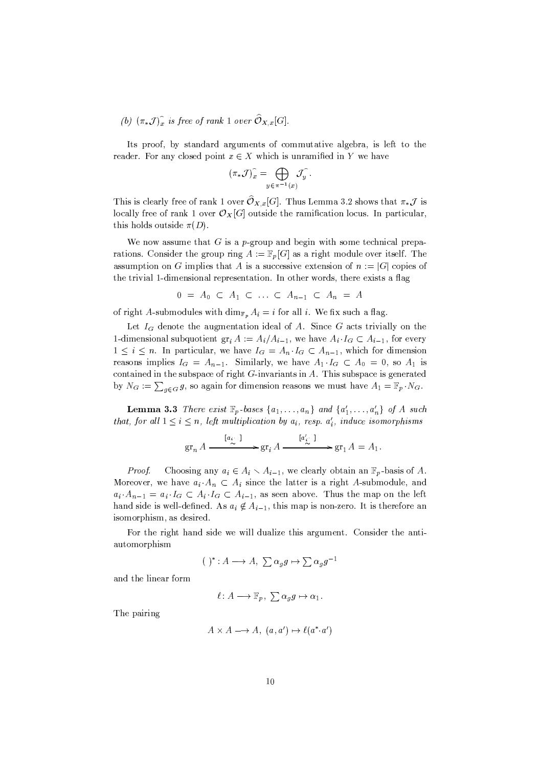*(b)* $(\pi_*\mathcal{J})\widehat{_x}$ *is free of rank 1 over* $\widehat{\mathcal{O}}_{X,x}[G]$.

Its proof, by standard arguments of commutative algebra, is left to the reader. For any closed point $x \in X$ which is unramified in $Y$ we have

$$(\pi_*\mathcal{J})\widehat{_x} = \bigoplus_{y \in \pi^{-1}(x)} \mathcal{J}\widehat{_y}.$$

This is clearly free of rank 1 over $\widehat{\mathcal{O}}_{X,x}[G]$. Thus Lemma 3.2 shows that $\pi_*\mathcal{J}$ is locally free of rank 1 over $\mathcal{O}_X[G]$ outside the ramification locus. In particular, this holds outside $\pi(D)$.

We now assume that $G$ is a $p$-group and begin with some technical preparations. Consider the group ring $A := \mathbb{F}_p[G]$ as a right module over itself. The assumption on $G$ implies that $A$ is a successive extension of $n := |G|$ copies of the trivial 1-dimensional representation. In other words, there exists a flag

$$0 \;=\; A_0 \;\subset\; A_1 \;\subset\; \ldots \;\subset\; A_{n-1} \;\subset\; A_n \;=\; A$$

of right $A$-submodules with $\dim_{\mathbb{F}_p} A_i = i$ for all $i$. We fix such a flag.

Let $I_G$ denote the augmentation ideal of $A$. Since $G$ acts trivially on the 1-dimensional subquotient $\mathrm{gr}_i A := A_i/A_{i-1}$, we have $A_i \cdot I_G \subset A_{i-1}$, for every $1 \leq i \leq n$. In particular, we have $I_G = A_n \cdot I_G \subset A_{n-1}$, which for dimension reasons implies $I_G = A_{n-1}$. Similarly, we have $A_1 \cdot I_G \subset A_0 = 0$, so $A_1$ is contained in the subspace of right $G$-invariants in $A$. This subspace is generated by $N_G := \sum_{g \in G} g$, so again for dimension reasons we must have $A_1 = \mathbb{F}_p \cdot N_G$.

**Lemma 3.3** *There exist* $\mathbb{F}_p$*-bases* $\{a_1, \ldots, a_n\}$ *and* $\{a'_1, \ldots, a'_n\}$ *of* $A$ *such that, for all* $1 \leq i \leq n$*, left multiplication by* $a_i$*, resp.* $a'_i$*, induce isomorphisms*

$$\mathrm{gr}_n A \xrightarrow[\sim]{[a_i \cdot\,]} \mathrm{gr}_i A \xrightarrow[\sim]{[a'_i \cdot\,]} \mathrm{gr}_1 A = A_1.$$

*Proof.* Choosing any $a_i \in A_i \setminus A_{i-1}$, we clearly obtain an $\mathbb{F}_p$-basis of $A$. Moreover, we have $a_i \cdot A_n \subset A_i$ since the latter is a right $A$-submodule, and $a_i \cdot A_{n-1} = a_i \cdot I_G \subset A_i \cdot I_G \subset A_{i-1}$, as seen above. Thus the map on the left hand side is well-defined. As $a_i \notin A_{i-1}$, this map is non-zero. It is therefore an isomorphism, as desired.

For the right hand side we will dualize this argument. Consider the anti-automorphism

$$(\ )^* : A \longrightarrow A,\ \textstyle\sum \alpha_g g \mapsto \sum \alpha_g g^{-1}$$

and the linear form

$$\ell \colon A \longrightarrow \mathbb{F}_p,\ \textstyle\sum \alpha_g g \mapsto \alpha_1.$$

The pairing

$$A \times A \longrightarrow A,\ (a, a') \mapsto \ell(a^* \cdot a')$$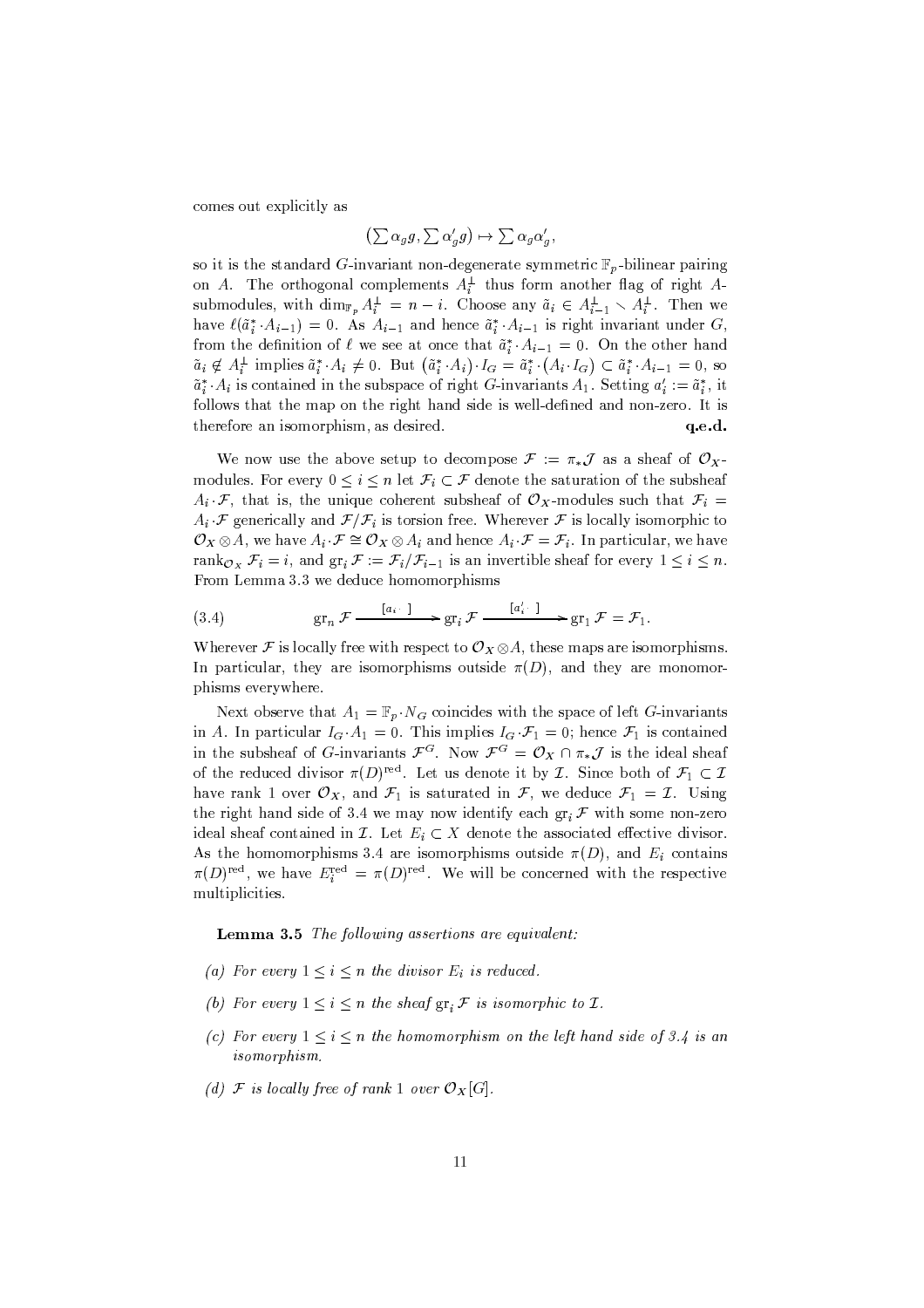comes out explicitly as

$$\left(\sum \alpha_g g, \sum \alpha'_g g\right) \mapsto \sum \alpha_g \alpha'_g,$$

so it is the standard $G$-invariant non-degenerate symmetric $\mathbb{F}_p$-bilinear pairing on $A$. The orthogonal complements $A_i^\perp$ thus form another flag of right $A$-submodules, with $\dim_{\mathbb{F}_p} A_i^\perp = n - i$. Choose any $\tilde{a}_i \in A_{i-1}^\perp \smallsetminus A_i^\perp$. Then we have $\ell(\tilde{a}_i^* \cdot A_{i-1}) = 0$. As $A_{i-1}$ and hence $\tilde{a}_i^* \cdot A_{i-1}$ is right invariant under $G$, from the definition of $\ell$ we see at once that $\tilde{a}_i^* \cdot A_{i-1} = 0$. On the other hand $\tilde{a}_i \notin A_i^\perp$ implies $\tilde{a}_i^* \cdot A_i \neq 0$. But $(\tilde{a}_i^* \cdot A_i) \cdot I_G = \tilde{a}_i^* \cdot (A_i \cdot I_G) \subset \tilde{a}_i^* \cdot A_{i-1} = 0$, so $\tilde{a}_i^* \cdot A_i$ is contained in the subspace of right $G$-invariants $A_1$. Setting $a'_i := \tilde{a}_i^*$, it follows that the map on the right hand side is well-defined and non-zero. It is therefore an isomorphism, as desired. **q.e.d.**

We now use the above setup to decompose $\mathcal{F} := \pi_* \mathcal{J}$ as a sheaf of $\mathcal{O}_X$-modules. For every $0 \leq i \leq n$ let $\mathcal{F}_i \subset \mathcal{F}$ denote the saturation of the subsheaf $A_i \cdot \mathcal{F}$, that is, the unique coherent subsheaf of $\mathcal{O}_X$-modules such that $\mathcal{F}_i = A_i \cdot \mathcal{F}$ generically and $\mathcal{F}/\mathcal{F}_i$ is torsion free. Wherever $\mathcal{F}$ is locally isomorphic to $\mathcal{O}_X \otimes A$, we have $A_i \cdot \mathcal{F} \cong \mathcal{O}_X \otimes A_i$ and hence $A_i \cdot \mathcal{F} = \mathcal{F}_i$. In particular, we have $\operatorname{rank}_{\mathcal{O}_X} \mathcal{F}_i = i$, and $\operatorname{gr}_i \mathcal{F} := \mathcal{F}_i / \mathcal{F}_{i-1}$ is an invertible sheaf for every $1 \leq i \leq n$. From Lemma 3.3 we deduce homomorphisms

$$\operatorname{gr}_n \mathcal{F} \xrightarrow{[a_i \cdot\ ]} \operatorname{gr}_i \mathcal{F} \xrightarrow{[a'_i \cdot\ ]} \operatorname{gr}_1 \mathcal{F} = \mathcal{F}_1. \tag{3.4}$$

Wherever $\mathcal{F}$ is locally free with respect to $\mathcal{O}_X \otimes A$, these maps are isomorphisms. In particular, they are isomorphisms outside $\pi(D)$, and they are monomorphisms everywhere.

Next observe that $A_1 = \mathbb{F}_p \cdot N_G$ coincides with the space of left $G$-invariants in $A$. In particular $I_G \cdot A_1 = 0$. This implies $I_G \cdot \mathcal{F}_1 = 0$; hence $\mathcal{F}_1$ is contained in the subsheaf of $G$-invariants $\mathcal{F}^G$. Now $\mathcal{F}^G = \mathcal{O}_X \cap \pi_* \mathcal{J}$ is the ideal sheaf of the reduced divisor $\pi(D)^{\text{red}}$. Let us denote it by $\mathcal{I}$. Since both of $\mathcal{F}_1 \subset \mathcal{I}$ have rank 1 over $\mathcal{O}_X$, and $\mathcal{F}_1$ is saturated in $\mathcal{F}$, we deduce $\mathcal{F}_1 = \mathcal{I}$. Using the right hand side of 3.4 we may now identify each $\operatorname{gr}_i \mathcal{F}$ with some non-zero ideal sheaf contained in $\mathcal{I}$. Let $E_i \subset X$ denote the associated effective divisor. As the homomorphisms 3.4 are isomorphisms outside $\pi(D)$, and $E_i$ contains $\pi(D)^{\text{red}}$, we have $E_i^{\text{red}} = \pi(D)^{\text{red}}$. We will be concerned with the respective multiplicities.

**Lemma 3.5** *The following assertions are equivalent:*

*(a) For every $1 \leq i \leq n$ the divisor $E_i$ is reduced.*

*(b) For every $1 \leq i \leq n$ the sheaf $\operatorname{gr}_i \mathcal{F}$ is isomorphic to $\mathcal{I}$.*

*(c) For every $1 \leq i \leq n$ the homomorphism on the left hand side of 3.4 is an isomorphism.*

*(d) $\mathcal{F}$ is locally free of rank 1 over $\mathcal{O}_X[G]$.*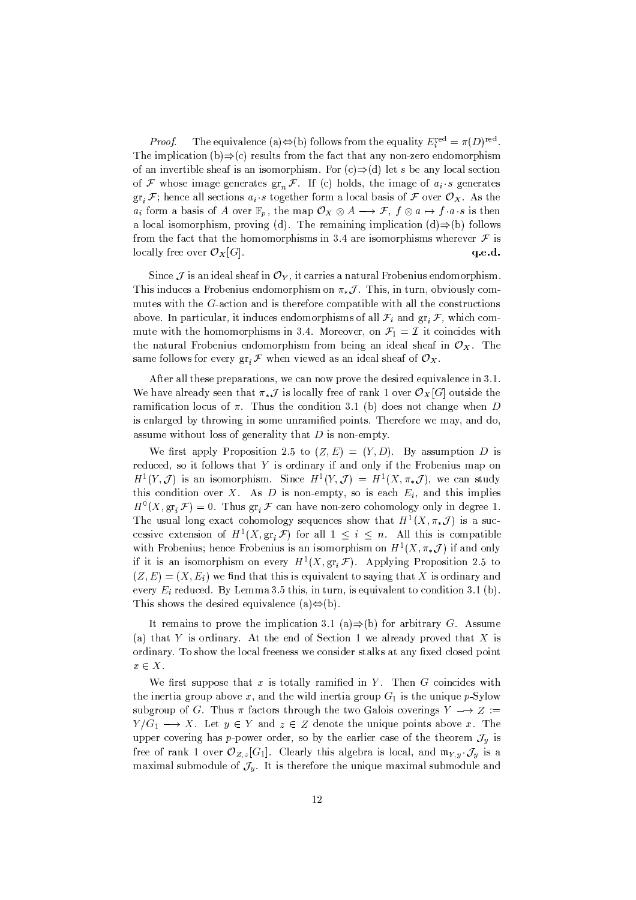*Proof.* The equivalence (a)$\Leftrightarrow$(b) follows from the equality $E_i^{\mathrm{red}} = \pi(D)^{\mathrm{red}}$. The implication (b)$\Rightarrow$(c) results from the fact that any non-zero endomorphism of an invertible sheaf is an isomorphism. For (c)$\Rightarrow$(d) let $s$ be any local section of $\mathcal{F}$ whose image generates $\mathrm{gr}_n \mathcal{F}$. If (c) holds, the image of $a_i \cdot s$ generates $\mathrm{gr}_i \mathcal{F}$; hence all sections $a_i \cdot s$ together form a local basis of $\mathcal{F}$ over $\mathcal{O}_X$. As the $a_i$ form a basis of $A$ over $\mathbb{F}_p$, the map $\mathcal{O}_X \otimes A \longrightarrow \mathcal{F}$, $f \otimes a \mapsto f \cdot a \cdot s$ is then a local isomorphism, proving (d). The remaining implication (d)$\Rightarrow$(b) follows from the fact that the homomorphisms in 3.4 are isomorphisms wherever $\mathcal{F}$ is locally free over $\mathcal{O}_X[G]$. **q.e.d.**

Since $\mathcal{J}$ is an ideal sheaf in $\mathcal{O}_Y$, it carries a natural Frobenius endomorphism. This induces a Frobenius endomorphism on $\pi_*\mathcal{J}$. This, in turn, obviously commutes with the $G$-action and is therefore compatible with all the constructions above. In particular, it induces endomorphisms of all $\mathcal{F}_i$ and $\mathrm{gr}_i \mathcal{F}$, which commute with the homomorphisms in 3.4. Moreover, on $\mathcal{F}_1 = \mathcal{I}$ it coincides with the natural Frobenius endomorphism from being an ideal sheaf in $\mathcal{O}_X$. The same follows for every $\mathrm{gr}_i \mathcal{F}$ when viewed as an ideal sheaf of $\mathcal{O}_X$.

After all these preparations, we can now prove the desired equivalence in 3.1. We have already seen that $\pi_*\mathcal{J}$ is locally free of rank 1 over $\mathcal{O}_X[G]$ outside the ramification locus of $\pi$. Thus the condition 3.1 (b) does not change when $D$ is enlarged by throwing in some unramified points. Therefore we may, and do, assume without loss of generality that $D$ is non-empty.

We first apply Proposition 2.5 to $(Z, E) = (Y, D)$. By assumption $D$ is reduced, so it follows that $Y$ is ordinary if and only if the Frobenius map on $H^1(Y, \mathcal{J})$ is an isomorphism. Since $H^1(Y, \mathcal{J}) = H^1(X, \pi_*\mathcal{J})$, we can study this condition over $X$. As $D$ is non-empty, so is each $E_i$, and this implies $H^0(X, \mathrm{gr}_i \mathcal{F}) = 0$. Thus $\mathrm{gr}_i \mathcal{F}$ can have non-zero cohomology only in degree 1. The usual long exact cohomology sequences show that $H^1(X, \pi_*\mathcal{J})$ is a successive extension of $H^1(X, \mathrm{gr}_i \mathcal{F})$ for all $1 \leq i \leq n$. All this is compatible with Frobenius; hence Frobenius is an isomorphism on $H^1(X, \pi_*\mathcal{J})$ if and only if it is an isomorphism on every $H^1(X, \mathrm{gr}_i \mathcal{F})$. Applying Proposition 2.5 to $(Z, E) = (X, E_i)$ we find that this is equivalent to saying that $X$ is ordinary and every $E_i$ reduced. By Lemma 3.5 this, in turn, is equivalent to condition 3.1 (b). This shows the desired equivalence (a)$\Leftrightarrow$(b).

It remains to prove the implication 3.1 (a)$\Rightarrow$(b) for arbitrary $G$. Assume (a) that $Y$ is ordinary. At the end of Section 1 we already proved that $X$ is ordinary. To show the local freeness we consider stalks at any fixed closed point $x \in X$.

We first suppose that $x$ is totally ramified in $Y$. Then $G$ coincides with the inertia group above $x$, and the wild inertia group $G_1$ is the unique $p$-Sylow subgroup of $G$. Thus $\pi$ factors through the two Galois coverings $Y \longrightarrow Z := Y/G_1 \longrightarrow X$. Let $y \in Y$ and $z \in Z$ denote the unique points above $x$. The upper covering has $p$-power order, so by the earlier case of the theorem $\mathcal{J}_y$ is free of rank 1 over $\mathcal{O}_{Z,z}[G_1]$. Clearly this algebra is local, and $\mathfrak{m}_{Y,y} \cdot \mathcal{J}_y$ is a maximal submodule of $\mathcal{J}_y$. It is therefore the unique maximal submodule and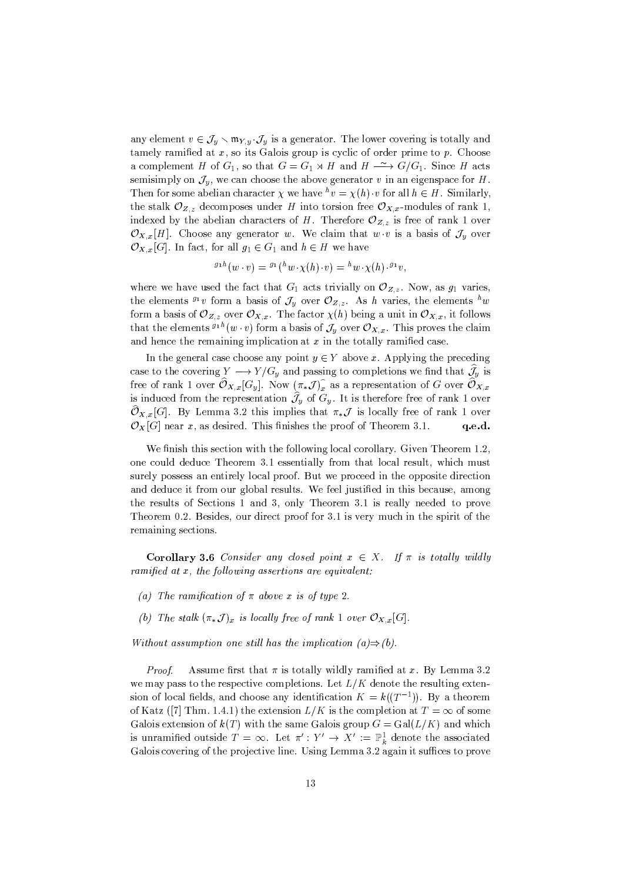any element $v \in \mathcal{J}_y \setminus \mathfrak{m}_{Y,y} \cdot \mathcal{J}_y$ is a generator. The lower covering is totally and tamely ramified at $x$, so its Galois group is cyclic of order prime to $p$. Choose a complement $H$ of $G_1$, so that $G = G_1 \rtimes H$ and $H \xrightarrow{\sim} G/G_1$. Since $H$ acts semisimply on $\mathcal{J}_y$, we can choose the above generator $v$ in an eigenspace for $H$. Then for some abelian character $\chi$ we have ${}^h v = \chi(h) \cdot v$ for all $h \in H$. Similarly, the stalk $\mathcal{O}_{Z,z}$ decomposes under $H$ into torsion free $\mathcal{O}_{X,x}$-modules of rank 1, indexed by the abelian characters of $H$. Therefore $\mathcal{O}_{Z,z}$ is free of rank 1 over $\mathcal{O}_{X,x}[H]$. Choose any generator $w$. We claim that $w \cdot v$ is a basis of $\mathcal{J}_y$ over $\mathcal{O}_{X,x}[G]$. In fact, for all $g_1 \in G_1$ and $h \in H$ we have

$$ {}^{g_1 h}(w \cdot v) = {}^{g_1}({}^h w \cdot \chi(h) \cdot v) = {}^h w \cdot \chi(h) \cdot {}^{g_1} v, $$

where we have used the fact that $G_1$ acts trivially on $\mathcal{O}_{Z,z}$. Now, as $g_1$ varies, the elements ${}^{g_1} v$ form a basis of $\mathcal{J}_y$ over $\mathcal{O}_{Z,z}$. As $h$ varies, the elements ${}^h w$ form a basis of $\mathcal{O}_{Z,z}$ over $\mathcal{O}_{X,x}$. The factor $\chi(h)$ being a unit in $\mathcal{O}_{X,x}$, it follows that the elements ${}^{g_1 h}(w \cdot v)$ form a basis of $\mathcal{J}_y$ over $\mathcal{O}_{X,x}$. This proves the claim and hence the remaining implication at $x$ in the totally ramified case.

In the general case choose any point $y \in Y$ above $x$. Applying the preceding case to the covering $Y \longrightarrow Y/G_y$ and passing to completions we find that $\hat{\mathcal{J}}_y$ is free of rank 1 over $\hat{\mathcal{O}}_{X,x}[G_y]$. Now $(\pi_* \mathcal{J})\hat{}_x$ as a representation of $G$ over $\hat{\mathcal{O}}_{X,x}$ is induced from the representation $\hat{\mathcal{J}}_y$ of $G_y$. It is therefore free of rank 1 over $\hat{\mathcal{O}}_{X,x}[G]$. By Lemma 3.2 this implies that $\pi_* \mathcal{J}$ is locally free of rank 1 over $\mathcal{O}_X[G]$ near $x$, as desired. This finishes the proof of Theorem 3.1. **q.e.d.**

We finish this section with the following local corollary. Given Theorem 1.2, one could deduce Theorem 3.1 essentially from that local result, which must surely possess an entirely local proof. But we proceed in the opposite direction and deduce it from our global results. We feel justified in this because, among the results of Sections 1 and 3, only Theorem 3.1 is really needed to prove Theorem 0.2. Besides, our direct proof for 3.1 is very much in the spirit of the remaining sections.

**Corollary 3.6** *Consider any closed point $x \in X$. If $\pi$ is totally wildly ramified at $x$, the following assertions are equivalent:*

*(a) The ramification of $\pi$ above $x$ is of type 2.*

*(b) The stalk $(\pi_* \mathcal{J})_x$ is locally free of rank 1 over $\mathcal{O}_{X,x}[G]$.*

*Without assumption one still has the implication (a)$\Rightarrow$(b).*

*Proof.* Assume first that $\pi$ is totally wildly ramified at $x$. By Lemma 3.2 we may pass to the respective completions. Let $L/K$ denote the resulting extension of local fields, and choose any identification $K = k((T^{-1}))$. By a theorem of Katz ([7] Thm. 1.4.1) the extension $L/K$ is the completion at $T = \infty$ of some Galois extension of $k(T)$ with the same Galois group $G = \mathrm{Gal}(L/K)$ and which is unramified outside $T = \infty$. Let $\pi' : Y' \to X' := \mathbb{P}^1_k$ denote the associated Galois covering of the projective line. Using Lemma 3.2 again it suffices to prove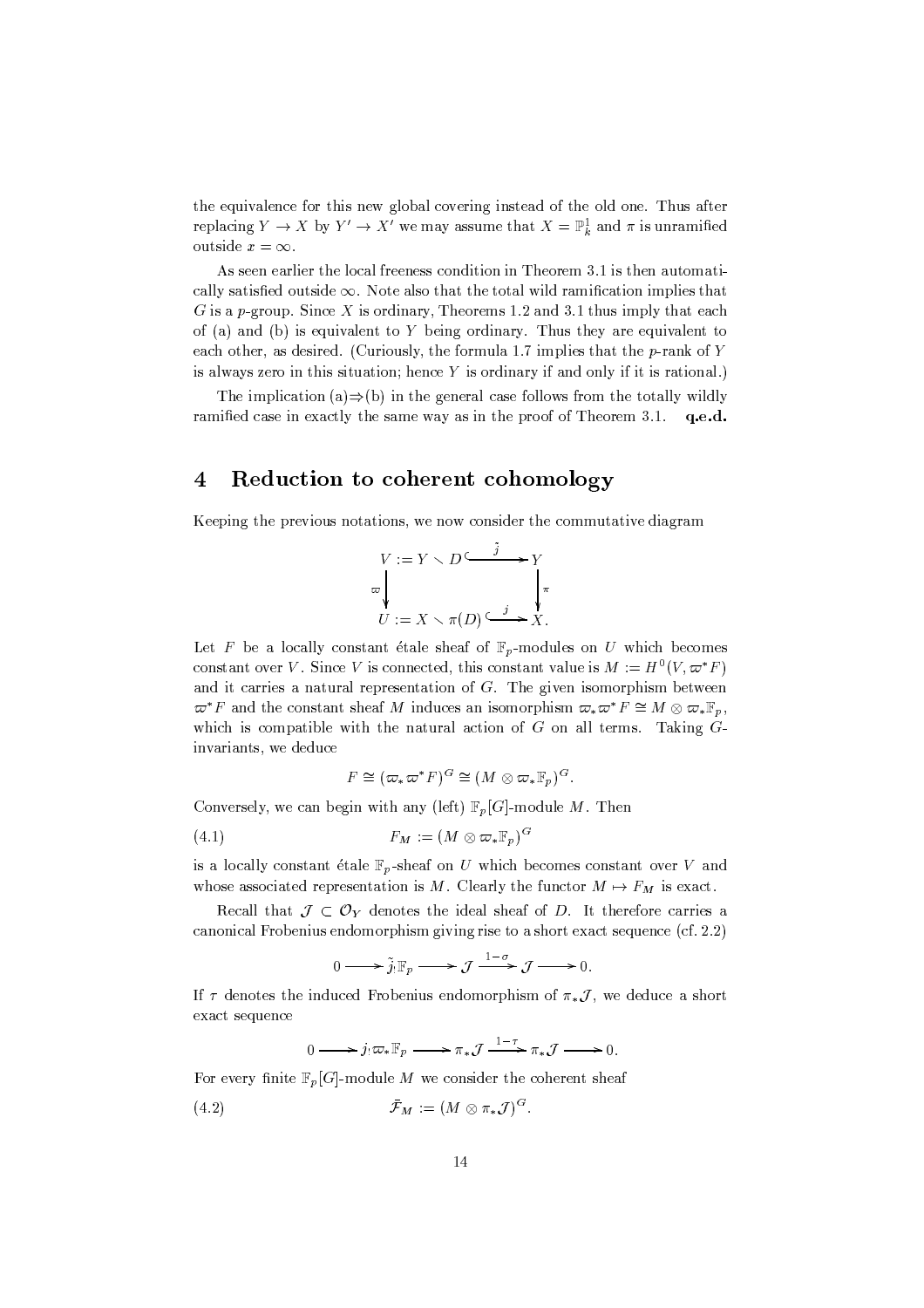the equivalence for this new global covering instead of the old one. Thus after replacing $Y \to X$ by $Y' \to X'$ we may assume that $X = \mathbb{P}^1_k$ and $\pi$ is unramified outside $x = \infty$.

As seen earlier the local freeness condition in Theorem 3.1 is then automatically satisfied outside $\infty$. Note also that the total wild ramification implies that $G$ is a $p$-group. Since $X$ is ordinary, Theorems 1.2 and 3.1 thus imply that each of (a) and (b) is equivalent to $Y$ being ordinary. Thus they are equivalent to each other, as desired. (Curiously, the formula 1.7 implies that the $p$-rank of $Y$ is always zero in this situation; hence $Y$ is ordinary if and only if it is rational.)

The implication (a)$\Rightarrow$(b) in the general case follows from the totally wildly ramified case in exactly the same way as in the proof of Theorem 3.1. **q.e.d.**

# 4 Reduction to coherent cohomology

Keeping the previous notations, we now consider the commutative diagram

$$\begin{array}{ccc} V := Y \setminus D & \xhookrightarrow{\tilde{j}} & Y \\ \Big\downarrow{\scriptstyle\varpi} & & \Big\downarrow{\scriptstyle\pi} \\ U := X \setminus \pi(D) & \xhookrightarrow{j} & X. \end{array}$$

Let $F$ be a locally constant étale sheaf of $\mathbb{F}_p$-modules on $U$ which becomes constant over $V$. Since $V$ is connected, this constant value is $M := H^0(V, \varpi^* F)$ and it carries a natural representation of $G$. The given isomorphism between $\varpi^* F$ and the constant sheaf $M$ induces an isomorphism $\varpi_* \varpi^* F \cong M \otimes \varpi_* \mathbb{F}_p$, which is compatible with the natural action of $G$ on all terms. Taking $G$-invariants, we deduce

$$F \cong (\varpi_* \varpi^* F)^G \cong (M \otimes \varpi_* \mathbb{F}_p)^G.$$

Conversely, we can begin with any (left) $\mathbb{F}_p[G]$-module $M$. Then

$$F_M := (M \otimes \varpi_* \mathbb{F}_p)^G \tag{4.1}$$

is a locally constant étale $\mathbb{F}_p$-sheaf on $U$ which becomes constant over $V$ and whose associated representation is $M$. Clearly the functor $M \mapsto F_M$ is exact.

Recall that $\mathcal{J} \subset \mathcal{O}_Y$ denotes the ideal sheaf of $D$. It therefore carries a canonical Frobenius endomorphism giving rise to a short exact sequence (cf. 2.2)

$$0 \longrightarrow \tilde{j}_! \mathbb{F}_p \longrightarrow \mathcal{J} \xrightarrow{1-\sigma} \mathcal{J} \longrightarrow 0.$$

If $\tau$ denotes the induced Frobenius endomorphism of $\pi_* \mathcal{J}$, we deduce a short exact sequence

$$0 \longrightarrow j_! \varpi_* \mathbb{F}_p \longrightarrow \pi_* \mathcal{J} \xrightarrow{1-\tau} \pi_* \mathcal{J} \longrightarrow 0.$$

For every finite $\mathbb{F}_p[G]$-module $M$ we consider the coherent sheaf

$$\bar{\mathcal{F}}_M := (M \otimes \pi_* \mathcal{J})^G. \tag{4.2}$$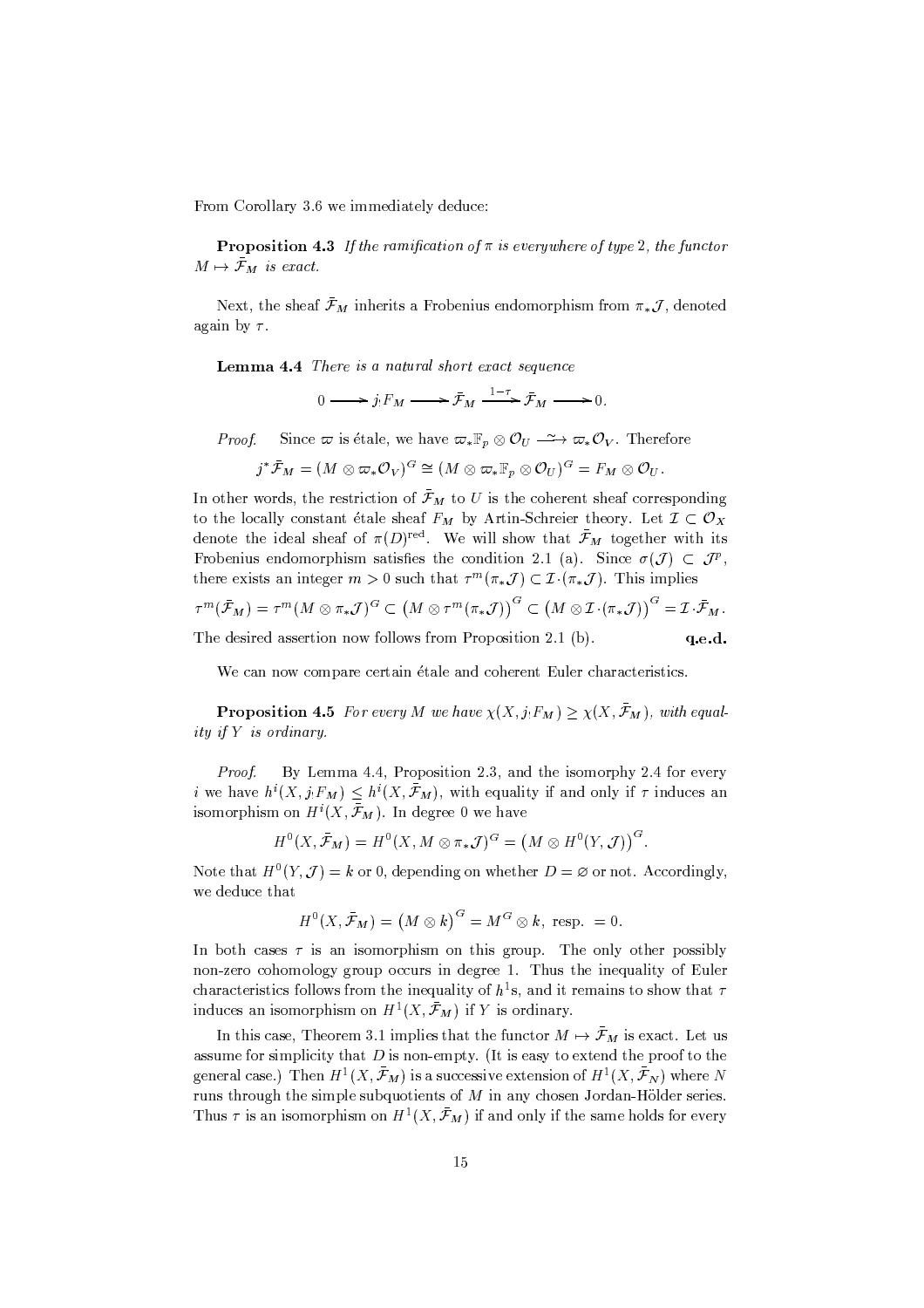From Corollary 3.6 we immediately deduce:

**Proposition 4.3** *If the ramification of $\pi$ is everywhere of type 2, the functor $M \mapsto \bar{\mathcal{F}}_M$ is exact.*

Next, the sheaf $\bar{\mathcal{F}}_M$ inherits a Frobenius endomorphism from $\pi_*\mathcal{J}$, denoted again by $\tau$.

**Lemma 4.4** *There is a natural short exact sequence*

$$0 \longrightarrow j_! F_M \longrightarrow \bar{\mathcal{F}}_M \xrightarrow{1-\tau} \bar{\mathcal{F}}_M \longrightarrow 0.$$

*Proof.* Since $\varpi$ is étale, we have $\varpi_*\mathbb{F}_p \otimes \mathcal{O}_U \xrightarrow{\sim} \varpi_*\mathcal{O}_V$. Therefore

$$j^*\bar{\mathcal{F}}_M = (M \otimes \varpi_*\mathcal{O}_V)^G \cong (M \otimes \varpi_*\mathbb{F}_p \otimes \mathcal{O}_U)^G = F_M \otimes \mathcal{O}_U.$$

In other words, the restriction of $\bar{\mathcal{F}}_M$ to $U$ is the coherent sheaf corresponding to the locally constant étale sheaf $F_M$ by Artin-Schreier theory. Let $\mathcal{I} \subset \mathcal{O}_X$ denote the ideal sheaf of $\pi(D)^{\text{red}}$. We will show that $\bar{\mathcal{F}}_M$ together with its Frobenius endomorphism satisfies the condition 2.1 (a). Since $\sigma(\mathcal{J}) \subset \mathcal{J}^p$, there exists an integer $m > 0$ such that $\tau^m(\pi_*\mathcal{J}) \subset \mathcal{I}\cdot(\pi_*\mathcal{J})$. This implies

$$\tau^m(\bar{\mathcal{F}}_M) = \tau^m(M \otimes \pi_*\mathcal{J})^G \subset \big(M \otimes \tau^m(\pi_*\mathcal{J})\big)^G \subset \big(M \otimes \mathcal{I}\cdot(\pi_*\mathcal{J})\big)^G = \mathcal{I}\cdot\bar{\mathcal{F}}_M.$$

The desired assertion now follows from Proposition 2.1 (b). **q.e.d.**

We can now compare certain étale and coherent Euler characteristics.

**Proposition 4.5** *For every $M$ we have $\chi(X, j_!F_M) \geq \chi(X, \bar{\mathcal{F}}_M)$, with equality if $Y$ is ordinary.*

*Proof.* By Lemma 4.4, Proposition 2.3, and the isomorphy 2.4 for every $i$ we have $h^i(X, j_!F_M) \leq h^i(X, \bar{\mathcal{F}}_M)$, with equality if and only if $\tau$ induces an isomorphism on $H^i(X, \bar{\mathcal{F}}_M)$. In degree 0 we have

$$H^0(X, \bar{\mathcal{F}}_M) = H^0(X, M \otimes \pi_*\mathcal{J})^G = \big(M \otimes H^0(Y, \mathcal{J})\big)^G.$$

Note that $H^0(Y, \mathcal{J}) = k$ or 0, depending on whether $D = \varnothing$ or not. Accordingly, we deduce that

$$H^0(X, \bar{\mathcal{F}}_M) = \big(M \otimes k\big)^G = M^G \otimes k, \text{ resp. } = 0.$$

In both cases $\tau$ is an isomorphism on this group. The only other possibly non-zero cohomology group occurs in degree 1. Thus the inequality of Euler characteristics follows from the inequality of $h^1$s, and it remains to show that $\tau$ induces an isomorphism on $H^1(X, \bar{\mathcal{F}}_M)$ if $Y$ is ordinary.

In this case, Theorem 3.1 implies that the functor $M \mapsto \bar{\mathcal{F}}_M$ is exact. Let us assume for simplicity that $D$ is non-empty. (It is easy to extend the proof to the general case.) Then $H^1(X, \bar{\mathcal{F}}_M)$ is a successive extension of $H^1(X, \bar{\mathcal{F}}_N)$ where $N$ runs through the simple subquotients of $M$ in any chosen Jordan-Hölder series. Thus $\tau$ is an isomorphism on $H^1(X, \bar{\mathcal{F}}_M)$ if and only if the same holds for every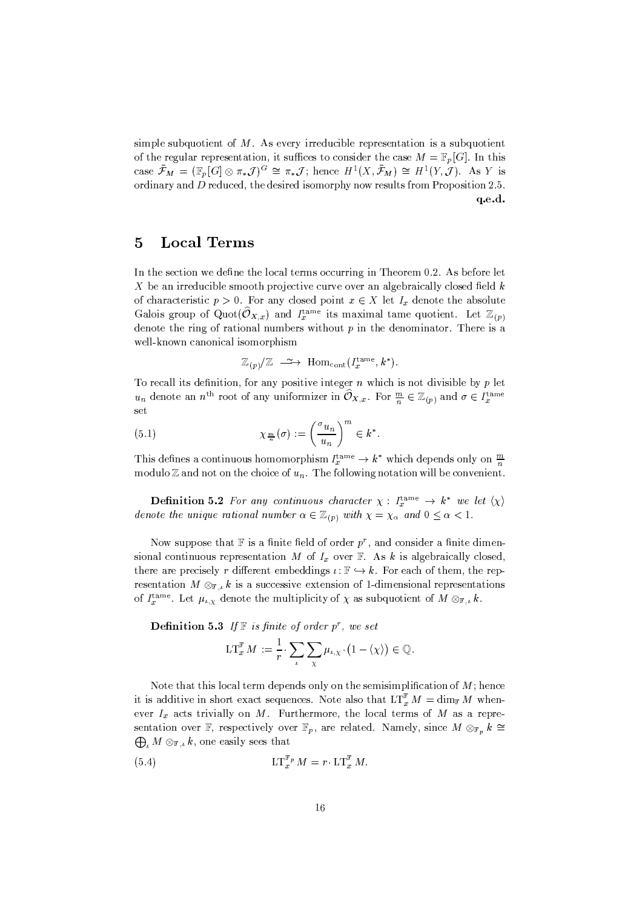simple subquotient of $M$. As every irreducible representation is a subquotient of the regular representation, it suffices to consider the case $M = \mathbb{F}_p[G]$. In this case $\bar{\mathcal{F}}_M = (\mathbb{F}_p[G] \otimes \pi_*\mathcal{J})^G \cong \pi_*\mathcal{J}$; hence $H^1(X, \bar{\mathcal{F}}_M) \cong H^1(Y, \mathcal{J})$. As $Y$ is ordinary and $D$ reduced, the desired isomorphy now results from Proposition 2.5.

**q.e.d.**

# 5 Local Terms

In the section we define the local terms occurring in Theorem 0.2. As before let $X$ be an irreducible smooth projective curve over an algebraically closed field $k$ of characteristic $p > 0$. For any closed point $x \in X$ let $I_x$ denote the absolute Galois group of $\mathrm{Quot}(\widehat{\mathcal{O}}_{X,x})$ and $I_x^{\mathrm{tame}}$ its maximal tame quotient. Let $\mathbb{Z}_{(p)}$ denote the ring of rational numbers without $p$ in the denominator. There is a well-known canonical isomorphism

$$\mathbb{Z}_{(p)}/\mathbb{Z} \xrightarrow{\sim} \mathrm{Hom}_{\mathrm{cont}}(I_x^{\mathrm{tame}}, k^*).$$

To recall its definition, for any positive integer $n$ which is not divisible by $p$ let $u_n$ denote an $n^{\text{th}}$ root of any uniformizer in $\widehat{\mathcal{O}}_{X,x}$. For $\frac{m}{n} \in \mathbb{Z}_{(p)}$ and $\sigma \in I_x^{\mathrm{tame}}$ set

$$\chi_{\frac{m}{n}}(\sigma) := \left(\frac{{}^{\sigma}u_n}{u_n}\right)^m \in k^*. \tag{5.1}$$

This defines a continuous homomorphism $I_x^{\mathrm{tame}} \to k^*$ which depends only on $\frac{m}{n}$ modulo $\mathbb{Z}$ and not on the choice of $u_n$. The following notation will be convenient.

**Definition 5.2** *For any continuous character $\chi : I_x^{\mathrm{tame}} \to k^*$ we let $\langle\chi\rangle$ denote the unique rational number $\alpha \in \mathbb{Z}_{(p)}$ with $\chi = \chi_\alpha$ and $0 \leq \alpha < 1$.*

Now suppose that $\mathbb{F}$ is a finite field of order $p^r$, and consider a finite dimensional continuous representation $M$ of $I_x$ over $\mathbb{F}$. As $k$ is algebraically closed, there are precisely $r$ different embeddings $\iota : \mathbb{F} \hookrightarrow k$. For each of them, the representation $M \otimes_{\mathbb{F},\iota} k$ is a successive extension of 1-dimensional representations of $I_x^{\mathrm{tame}}$. Let $\mu_{\iota,\chi}$ denote the multiplicity of $\chi$ as subquotient of $M \otimes_{\mathbb{F},\iota} k$.

**Definition 5.3** *If $\mathbb{F}$ is finite of order $p^r$, we set*

$$\mathrm{LT}_x^{\mathbb{F}} M := \frac{1}{r} \cdot \sum_{\iota} \sum_{\chi} \mu_{\iota,\chi} \cdot \bigl(1 - \langle\chi\rangle\bigr) \in \mathbb{Q}.$$

Note that this local term depends only on the semisimplification of $M$; hence it is additive in short exact sequences. Note also that $\mathrm{LT}_x^{\mathbb{F}} M = \dim_{\mathbb{F}} M$ whenever $I_x$ acts trivially on $M$. Furthermore, the local terms of $M$ as a representation over $\mathbb{F}$, respectively over $\mathbb{F}_p$, are related. Namely, since $M \otimes_{\mathbb{F}_p} k \cong \bigoplus_\iota M \otimes_{\mathbb{F},\iota} k$, one easily sees that

$$\mathrm{LT}_x^{\mathbb{F}_p} M = r \cdot \mathrm{LT}_x^{\mathbb{F}} M. \tag{5.4}$$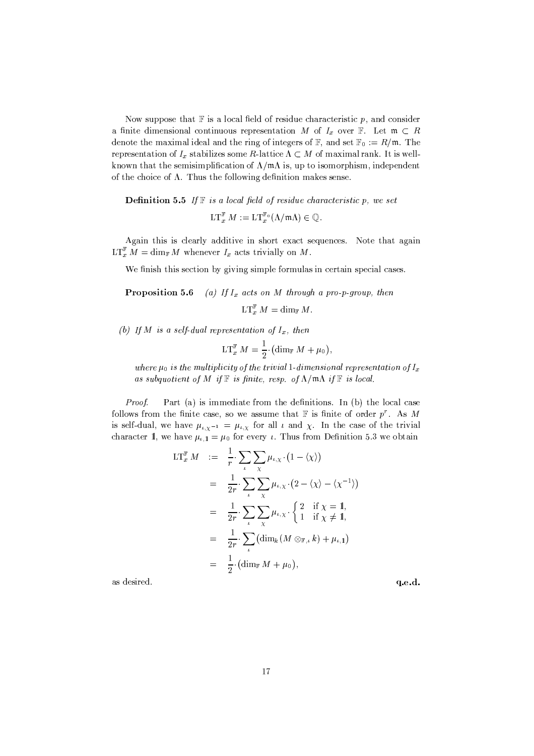Now suppose that $\mathbb{F}$ is a local field of residue characteristic $p$, and consider a finite dimensional continuous representation $M$ of $I_x$ over $\mathbb{F}$. Let $\mathfrak{m} \subset R$ denote the maximal ideal and the ring of integers of $\mathbb{F}$, and set $\mathbb{F}_0 := R/\mathfrak{m}$. The representation of $I_x$ stabilizes some $R$-lattice $\Lambda \subset M$ of maximal rank. It is well-known that the semisimplification of $\Lambda/\mathfrak{m}\Lambda$ is, up to isomorphism, independent of the choice of $\Lambda$. Thus the following definition makes sense.

**Definition 5.5** *If $\mathbb{F}$ is a local field of residue characteristic $p$, we set*

$$\mathrm{LT}_x^{\mathbb{F}} M := \mathrm{LT}_x^{\mathbb{F}_0}(\Lambda/\mathfrak{m}\Lambda) \in \mathbb{Q}.$$

Again this is clearly additive in short exact sequences. Note that again $\mathrm{LT}_x^{\mathbb{F}} M = \dim_{\mathbb{F}} M$ whenever $I_x$ acts trivially on $M$.

We finish this section by giving simple formulas in certain special cases.

**Proposition 5.6** *(a) If $I_x$ acts on $M$ through a pro-$p$-group, then*

$$\mathrm{LT}_x^{\mathbb{F}} M = \dim_{\mathbb{F}} M.$$

*(b) If $M$ is a self-dual representation of $I_x$, then*

$$\mathrm{LT}_x^{\mathbb{F}} M = \frac{1}{2} \cdot \big(\dim_{\mathbb{F}} M + \mu_0\big),$$

*where $\mu_0$ is the multiplicity of the trivial 1-dimensional representation of $I_x$ as subquotient of $M$ if $\mathbb{F}$ is finite, resp. of $\Lambda/\mathfrak{m}\Lambda$ if $\mathbb{F}$ is local.*

*Proof.* Part (a) is immediate from the definitions. In (b) the local case follows from the finite case, so we assume that $\mathbb{F}$ is finite of order $p^r$. As $M$ is self-dual, we have $\mu_{\iota,\chi^{-1}} = \mu_{\iota,\chi}$ for all $\iota$ and $\chi$. In the case of the trivial character $\mathbb{1}$, we have $\mu_{\iota,\mathbb{1}} = \mu_0$ for every $\iota$. Thus from Definition 5.3 we obtain

$$\begin{aligned}
\mathrm{LT}_x^{\mathbb{F}} M &:= \frac{1}{r} \cdot \sum_{\iota} \sum_{\chi} \mu_{\iota,\chi} \cdot \big(1 - \langle \chi \rangle\big) \\
&= \frac{1}{2r} \cdot \sum_{\iota} \sum_{\chi} \mu_{\iota,\chi} \cdot \big(2 - \langle \chi \rangle - \langle \chi^{-1} \rangle\big) \\
&= \frac{1}{2r} \cdot \sum_{\iota} \sum_{\chi} \mu_{\iota,\chi} \cdot \begin{cases} 2 & \text{if } \chi = \mathbb{1}, \\ 1 & \text{if } \chi \neq \mathbb{1}, \end{cases} \\
&= \frac{1}{2r} \cdot \sum_{\iota} \big(\dim_k (M \otimes_{\mathbb{F},\iota} k) + \mu_{\iota,\mathbb{1}}\big) \\
&= \frac{1}{2} \cdot \big(\dim_{\mathbb{F}} M + \mu_0\big),
\end{aligned}$$

as desired. **q.e.d.**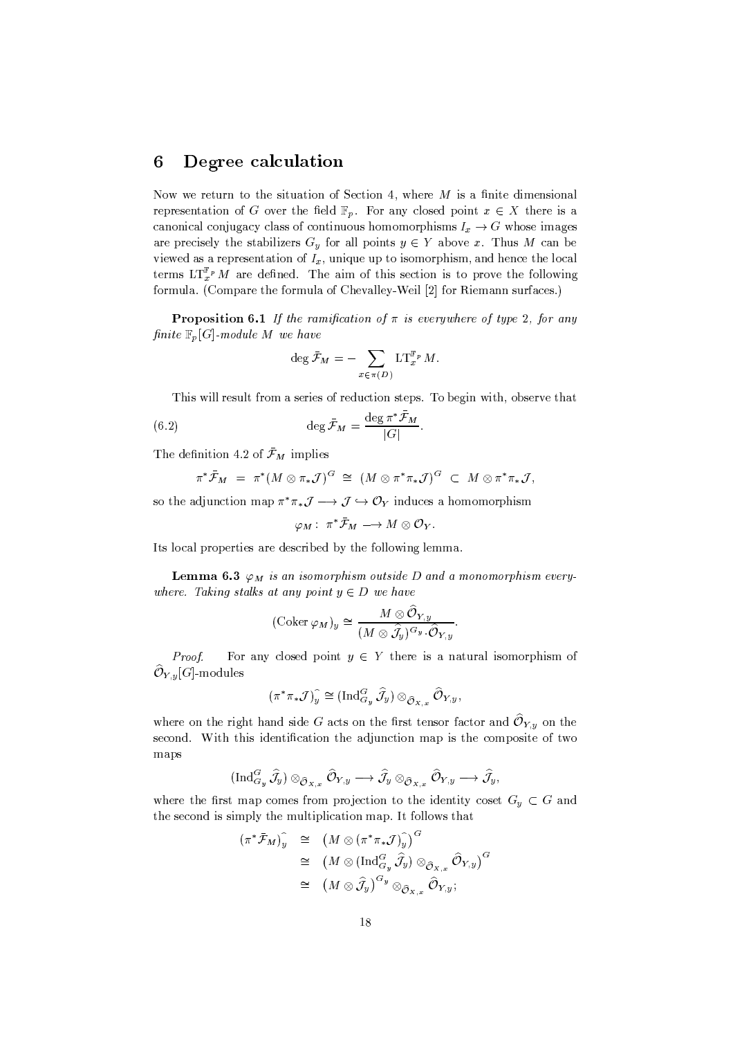## 6 Degree calculation

Now we return to the situation of Section 4, where $M$ is a finite dimensional representation of $G$ over the field $\mathbb{F}_p$. For any closed point $x \in X$ there is a canonical conjugacy class of continuous homomorphisms $I_x \to G$ whose images are precisely the stabilizers $G_y$ for all points $y \in Y$ above $x$. Thus $M$ can be viewed as a representation of $I_x$, unique up to isomorphism, and hence the local terms $\mathrm{LT}_x^{\mathbb{F}_p} M$ are defined. The aim of this section is to prove the following formula. (Compare the formula of Chevalley-Weil [2] for Riemann surfaces.)

**Proposition 6.1** *If the ramification of $\pi$ is everywhere of type 2, for any finite $\mathbb{F}_p[G]$-module $M$ we have*

$$\deg \bar{\mathcal{F}}_M = - \sum_{x \in \pi(D)} \mathrm{LT}_x^{\mathbb{F}_p} M.$$

This will result from a series of reduction steps. To begin with, observe that

$$\deg \bar{\mathcal{F}}_M = \frac{\deg \pi^* \bar{\mathcal{F}}_M}{|G|}. \tag{6.2}$$

The definition 4.2 of $\bar{\mathcal{F}}_M$ implies

$$\pi^* \bar{\mathcal{F}}_M \;=\; \pi^*(M \otimes \pi_* \mathcal{J})^G \;\cong\; (M \otimes \pi^* \pi_* \mathcal{J})^G \;\subset\; M \otimes \pi^* \pi_* \mathcal{J},$$

so the adjunction map $\pi^* \pi_* \mathcal{J} \longrightarrow \mathcal{J} \hookrightarrow \mathcal{O}_Y$ induces a homomorphism

$$\varphi_M : \; \pi^* \bar{\mathcal{F}}_M \longrightarrow M \otimes \mathcal{O}_Y.$$

Its local properties are described by the following lemma.

**Lemma 6.3** *$\varphi_M$ is an isomorphism outside $D$ and a monomorphism everywhere. Taking stalks at any point $y \in D$ we have*

$$(\mathrm{Coker}\, \varphi_M)_y \cong \frac{M \otimes \widehat{\mathcal{O}}_{Y,y}}{(M \otimes \widehat{\mathcal{J}}_y)^{G_y} . \widehat{\mathcal{O}}_{Y,y}}.$$

*Proof.* For any closed point $y \in Y$ there is a natural isomorphism of $\widehat{\mathcal{O}}_{Y,y}[G]$-modules

$$(\pi^* \pi_* \mathcal{J})_y^{\widehat{}} \cong (\mathrm{Ind}_{G_y}^G \widehat{\mathcal{J}}_y) \otimes_{\widehat{\mathcal{O}}_{X,x}} \widehat{\mathcal{O}}_{Y,y},$$

where on the right hand side $G$ acts on the first tensor factor and $\widehat{\mathcal{O}}_{Y,y}$ on the second. With this identification the adjunction map is the composite of two maps

$$(\mathrm{Ind}_{G_y}^G \widehat{\mathcal{J}}_y) \otimes_{\widehat{\mathcal{O}}_{X,x}} \widehat{\mathcal{O}}_{Y,y} \longrightarrow \widehat{\mathcal{J}}_y \otimes_{\widehat{\mathcal{O}}_{X,x}} \widehat{\mathcal{O}}_{Y,y} \longrightarrow \widehat{\mathcal{J}}_y,$$

where the first map comes from projection to the identity coset $G_y \subset G$ and the second is simply the multiplication map. It follows that

$$\begin{aligned}
(\pi^* \bar{\mathcal{F}}_M)_y^{\widehat{}} &\cong \left( M \otimes (\pi^* \pi_* \mathcal{J})_y^{\widehat{}} \right)^G \\
&\cong \left( M \otimes (\mathrm{Ind}_{G_y}^G \widehat{\mathcal{J}}_y) \otimes_{\widehat{\mathcal{O}}_{X,x}} \widehat{\mathcal{O}}_{Y,y} \right)^G \\
&\cong \left( M \otimes \widehat{\mathcal{J}}_y \right)^{G_y} \otimes_{\widehat{\mathcal{O}}_{X,x}} \widehat{\mathcal{O}}_{Y,y};
\end{aligned}$$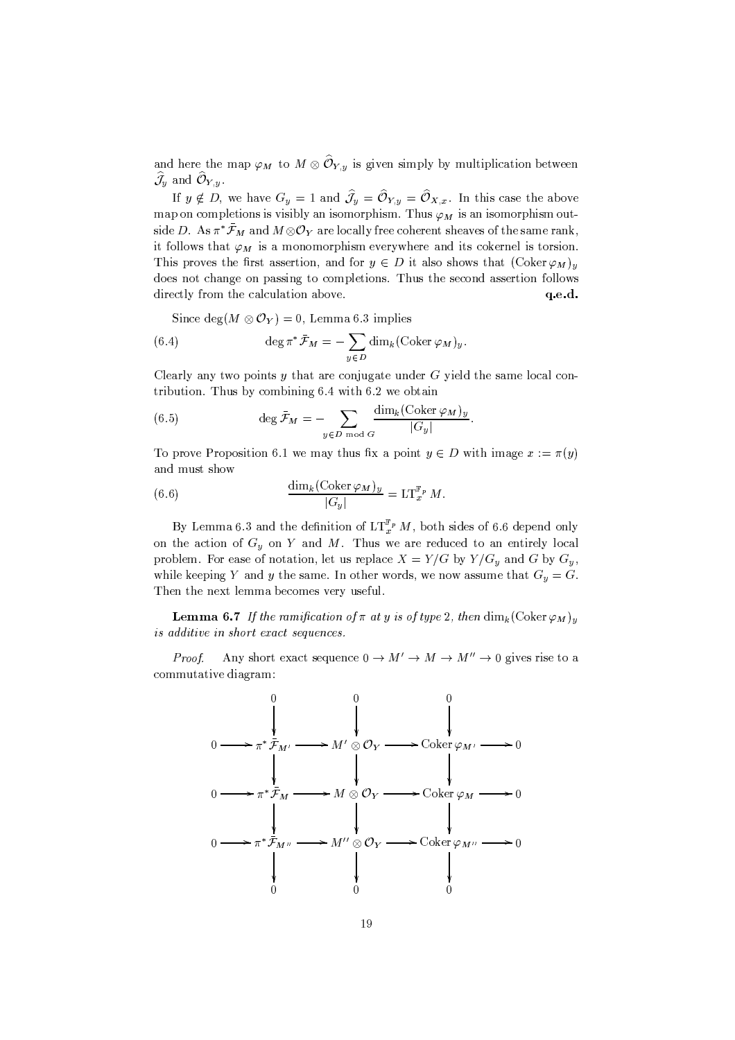and here the map $\varphi_M$ to $M \otimes \widehat{\mathcal{O}}_{Y,y}$ is given simply by multiplication between $\widehat{\mathcal{J}}_y$ and $\widehat{\mathcal{O}}_{Y,y}$.

If $y \notin D$, we have $G_y = 1$ and $\widehat{\mathcal{J}}_y = \widehat{\mathcal{O}}_{Y,y} = \widehat{\mathcal{O}}_{X,x}$. In this case the above map on completions is visibly an isomorphism. Thus $\varphi_M$ is an isomorphism outside $D$. As $\pi^* \bar{\mathcal{F}}_M$ and $M \otimes \mathcal{O}_Y$ are locally free coherent sheaves of the same rank, it follows that $\varphi_M$ is a monomorphism everywhere and its cokernel is torsion. This proves the first assertion, and for $y \in D$ it also shows that $(\operatorname{Coker} \varphi_M)_y$ does not change on passing to completions. Thus the second assertion follows directly from the calculation above. **q.e.d.**

Since $\deg(M \otimes \mathcal{O}_Y) = 0$, Lemma 6.3 implies

$$\deg \pi^* \bar{\mathcal{F}}_M = - \sum_{y \in D} \dim_k (\operatorname{Coker} \varphi_M)_y. \tag{6.4}$$

Clearly any two points $y$ that are conjugate under $G$ yield the same local contribution. Thus by combining 6.4 with 6.2 we obtain

$$\deg \bar{\mathcal{F}}_M = - \sum_{y \in D \bmod G} \frac{\dim_k (\operatorname{Coker} \varphi_M)_y}{|G_y|}. \tag{6.5}$$

To prove Proposition 6.1 we may thus fix a point $y \in D$ with image $x := \pi(y)$ and must show

$$\frac{\dim_k (\operatorname{Coker} \varphi_M)_y}{|G_y|} = \operatorname{LT}_x^{\mathbb{F}_p} M. \tag{6.6}$$

By Lemma 6.3 and the definition of $\operatorname{LT}_x^{\mathbb{F}_p} M$, both sides of 6.6 depend only on the action of $G_y$ on $Y$ and $M$. Thus we are reduced to an entirely local problem. For ease of notation, let us replace $X = Y/G$ by $Y/G_y$ and $G$ by $G_y$, while keeping $Y$ and $y$ the same. In other words, we now assume that $G_y = G$. Then the next lemma becomes very useful.

**Lemma 6.7** *If the ramification of $\pi$ at $y$ is of type 2, then $\dim_k (\operatorname{Coker} \varphi_M)_y$ is additive in short exact sequences.*

*Proof.* Any short exact sequence $0 \to M' \to M \to M'' \to 0$ gives rise to a commutative diagram:

$$\begin{array}{ccccccccc}
 & & 0 & & 0 & & 0 & & \\
 & & \downarrow & & \downarrow & & \downarrow & & \\
0 & \to & \pi^* \bar{\mathcal{F}}_{M'} & \to & M' \otimes \mathcal{O}_Y & \to & \operatorname{Coker} \varphi_{M'} & \to & 0 \\
 & & \downarrow & & \downarrow & & \downarrow & & \\
0 & \to & \pi^* \bar{\mathcal{F}}_{M} & \to & M \otimes \mathcal{O}_Y & \to & \operatorname{Coker} \varphi_{M} & \to & 0 \\
 & & \downarrow & & \downarrow & & \downarrow & & \\
0 & \to & \pi^* \bar{\mathcal{F}}_{M''} & \to & M'' \otimes \mathcal{O}_Y & \to & \operatorname{Coker} \varphi_{M''} & \to & 0 \\
 & & \downarrow & & \downarrow & & \downarrow & & \\
 & & 0 & & 0 & & 0 & &
\end{array}$$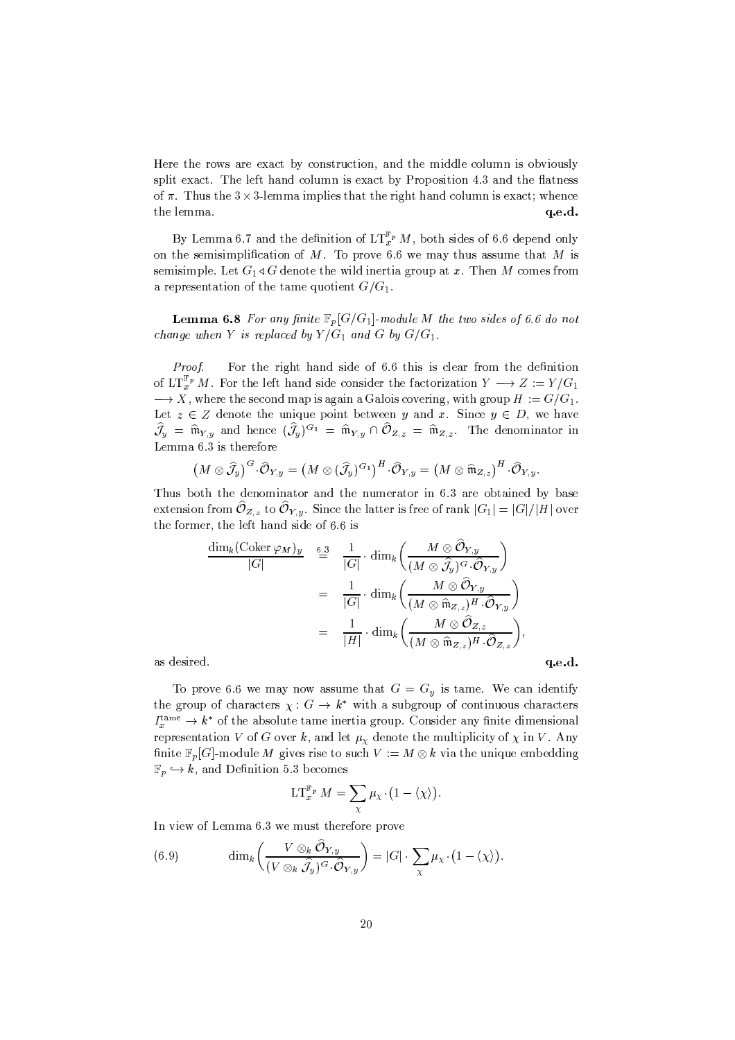Here the rows are exact by construction, and the middle column is obviously split exact. The left hand column is exact by Proposition 4.3 and the flatness of $\pi$. Thus the $3 \times 3$-lemma implies that the right hand column is exact; whence the lemma. **q.e.d.**

By Lemma 6.7 and the definition of $\mathrm{LT}_x^{\mathbb{F}_p} M$, both sides of 6.6 depend only on the semisimplification of $M$. To prove 6.6 we may thus assume that $M$ is semisimple. Let $G_1 \triangleleft G$ denote the wild inertia group at $x$. Then $M$ comes from a representation of the tame quotient $G/G_1$.

**Lemma 6.8** *For any finite $\mathbb{F}_p[G/G_1]$-module $M$ the two sides of 6.6 do not change when $Y$ is replaced by $Y/G_1$ and $G$ by $G/G_1$.*

*Proof.* For the right hand side of 6.6 this is clear from the definition of $\mathrm{LT}_x^{\mathbb{F}_p} M$. For the left hand side consider the factorization $Y \longrightarrow Z := Y/G_1 \longrightarrow X$, where the second map is again a Galois covering, with group $H := G/G_1$. Let $z \in Z$ denote the unique point between $y$ and $x$. Since $y \in D$, we have $\widehat{\mathcal{J}}_y = \widehat{\mathfrak{m}}_{Y,y}$ and hence $(\widehat{\mathcal{J}}_y)^{G_1} = \widehat{\mathfrak{m}}_{Y,y} \cap \widehat{\mathcal{O}}_{Z,z} = \widehat{\mathfrak{m}}_{Z,z}$. The denominator in Lemma 6.3 is therefore

$$\big(M \otimes \widehat{\mathcal{J}}_y\big)^G \cdot \widehat{\mathcal{O}}_{Y,y} = \big(M \otimes (\widehat{\mathcal{J}}_y)^{G_1}\big)^H \cdot \widehat{\mathcal{O}}_{Y,y} = \big(M \otimes \widehat{\mathfrak{m}}_{Z,z}\big)^H \cdot \widehat{\mathcal{O}}_{Y,y}.$$

Thus both the denominator and the numerator in 6.3 are obtained by base extension from $\widehat{\mathcal{O}}_{Z,z}$ to $\widehat{\mathcal{O}}_{Y,y}$. Since the latter is free of rank $|G_1| = |G|/|H|$ over the former, the left hand side of 6.6 is

$$\begin{aligned}
\frac{\dim_k(\mathrm{Coker}\,\varphi_M)_y}{|G|} &\overset{6.3}{=} \frac{1}{|G|} \cdot \dim_k\left(\frac{M \otimes \widehat{\mathcal{O}}_{Y,y}}{(M \otimes \widehat{\mathcal{J}}_y)^G \cdot \widehat{\mathcal{O}}_{Y,y}}\right) \\
&= \frac{1}{|G|} \cdot \dim_k\left(\frac{M \otimes \widehat{\mathcal{O}}_{Y,y}}{(M \otimes \widehat{\mathfrak{m}}_{Z,z})^H \cdot \widehat{\mathcal{O}}_{Y,y}}\right) \\
&= \frac{1}{|H|} \cdot \dim_k\left(\frac{M \otimes \widehat{\mathcal{O}}_{Z,z}}{(M \otimes \widehat{\mathfrak{m}}_{Z,z})^H \cdot \widehat{\mathcal{O}}_{Z,z}}\right),
\end{aligned}$$

as desired. **q.e.d.**

To prove 6.6 we may now assume that $G = G_y$ is tame. We can identify the group of characters $\chi : G \to k^*$ with a subgroup of continuous characters $I_x^{\mathrm{tame}} \to k^*$ of the absolute tame inertia group. Consider any finite dimensional representation $V$ of $G$ over $k$, and let $\mu_\chi$ denote the multiplicity of $\chi$ in $V$. Any finite $\mathbb{F}_p[G]$-module $M$ gives rise to such $V := M \otimes k$ via the unique embedding $\mathbb{F}_p \hookrightarrow k$, and Definition 5.3 becomes

$$\mathrm{LT}_x^{\mathbb{F}_p} M = \sum_\chi \mu_\chi \cdot \big(1 - \langle\chi\rangle\big).$$

In view of Lemma 6.3 we must therefore prove

$$\dim_k\left(\frac{V \otimes_k \widehat{\mathcal{O}}_{Y,y}}{(V \otimes_k \widehat{\mathcal{J}}_y)^G \cdot \widehat{\mathcal{O}}_{Y,y}}\right) = |G| \cdot \sum_\chi \mu_\chi \cdot \big(1 - \langle\chi\rangle\big). \tag{6.9}$$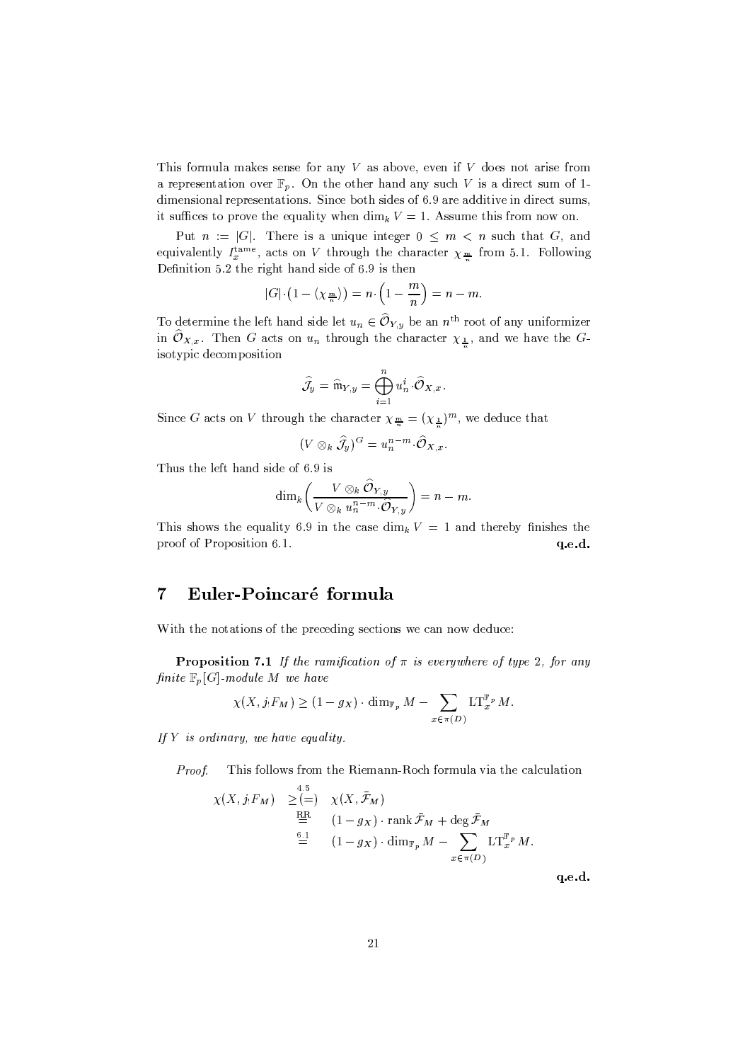This formula makes sense for any $V$ as above, even if $V$ does not arise from a representation over $\mathbb{F}_p$. On the other hand any such $V$ is a direct sum of 1-dimensional representations. Since both sides of 6.9 are additive in direct sums, it suffices to prove the equality when $\dim_k V = 1$. Assume this from now on.

Put $n := |G|$. There is a unique integer $0 \leq m < n$ such that $G$, and equivalently $I_x^{\text{tame}}$, acts on $V$ through the character $\chi_{\frac{m}{n}}$ from 5.1. Following Definition 5.2 the right hand side of 6.9 is then

$$|G| \cdot \big(1 - \langle \chi_{\frac{m}{n}} \rangle\big) = n \cdot \Big(1 - \frac{m}{n}\Big) = n - m.$$

To determine the left hand side let $u_n \in \widehat{\mathcal{O}}_{Y,y}$ be an $n^{\text{th}}$ root of any uniformizer in $\widehat{\mathcal{O}}_{X,x}$. Then $G$ acts on $u_n$ through the character $\chi_{\frac{1}{n}}$, and we have the $G$-isotypic decomposition

$$\widehat{\mathcal{J}}_y = \widehat{\mathfrak{m}}_{Y,y} = \bigoplus_{i=1}^{n} u_n^i \cdot \widehat{\mathcal{O}}_{X,x}.$$

Since $G$ acts on $V$ through the character $\chi_{\frac{m}{n}} = (\chi_{\frac{1}{n}})^m$, we deduce that

$$(V \otimes_k \widehat{\mathcal{J}}_y)^G = u_n^{n-m} \cdot \widehat{\mathcal{O}}_{X,x}.$$

Thus the left hand side of 6.9 is

$$\dim_k \left( \frac{V \otimes_k \widehat{\mathcal{O}}_{Y,y}}{V \otimes_k u_n^{n-m} \cdot \widehat{\mathcal{O}}_{Y,y}} \right) = n - m.$$

This shows the equality 6.9 in the case $\dim_k V = 1$ and thereby finishes the proof of Proposition 6.1. **q.e.d.**

## 7 Euler-Poincaré formula

With the notations of the preceding sections we can now deduce:

**Proposition 7.1** *If the ramification of $\pi$ is everywhere of type 2, for any finite $\mathbb{F}_p[G]$-module $M$ we have*

$$\chi(X, j_! F_M) \geq (1 - g_X) \cdot \dim_{\mathbb{F}_p} M - \sum_{x \in \pi(D)} \mathrm{LT}_x^{\mathbb{F}_p} M.$$

*If $Y$ is ordinary, we have equality.*

*Proof.* This follows from the Riemann-Roch formula via the calculation

$$\begin{aligned}
\chi(X, j_! F_M) &\overset{4.5}{\geq (=)} \chi(X, \bar{\mathcal{F}}_M) \\
&\overset{\text{RR}}{=} (1 - g_X) \cdot \operatorname{rank} \bar{\mathcal{F}}_M + \deg \bar{\mathcal{F}}_M \\
&\overset{6.1}{=} (1 - g_X) \cdot \dim_{\mathbb{F}_p} M - \sum_{x \in \pi(D)} \mathrm{LT}_x^{\mathbb{F}_p} M.
\end{aligned}$$

**q.e.d.**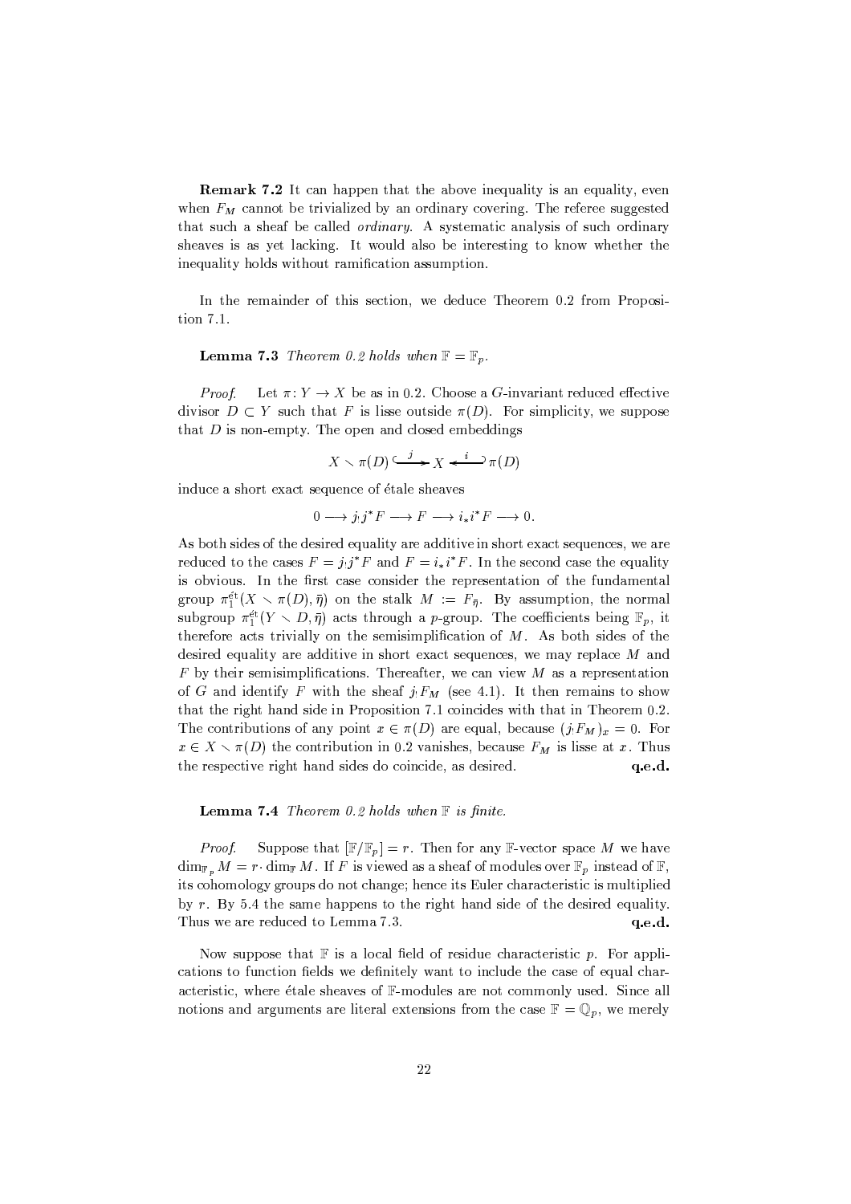**Remark 7.2** It can happen that the above inequality is an equality, even when $F_M$ cannot be trivialized by an ordinary covering. The referee suggested that such a sheaf be called *ordinary*. A systematic analysis of such ordinary sheaves is as yet lacking. It would also be interesting to know whether the inequality holds without ramification assumption.

In the remainder of this section, we deduce Theorem 0.2 from Proposition 7.1.

**Lemma 7.3** *Theorem 0.2 holds when* $\mathbb{F} = \mathbb{F}_p$.

*Proof.* Let $\pi \colon Y \to X$ be as in 0.2. Choose a $G$-invariant reduced effective divisor $D \subset Y$ such that $F$ is lisse outside $\pi(D)$. For simplicity, we suppose that $D$ is non-empty. The open and closed embeddings

$$X \smallsetminus \pi(D) \xrightarrow{\ j\ } X \xleftarrow{\ i\ } \pi(D)$$

induce a short exact sequence of étale sheaves

$$0 \longrightarrow j_! j^* F \longrightarrow F \longrightarrow i_* i^* F \longrightarrow 0.$$

As both sides of the desired equality are additive in short exact sequences, we are reduced to the cases $F = j_! j^* F$ and $F = i_* i^* F$. In the second case the equality is obvious. In the first case consider the representation of the fundamental group $\pi_1^{\text{ét}}(X \smallsetminus \pi(D), \bar{\eta})$ on the stalk $M := F_{\bar{\eta}}$. By assumption, the normal subgroup $\pi_1^{\text{ét}}(Y \smallsetminus D, \bar{\eta})$ acts through a $p$-group. The coefficients being $\mathbb{F}_p$, it therefore acts trivially on the semisimplification of $M$. As both sides of the desired equality are additive in short exact sequences, we may replace $M$ and $F$ by their semisimplifications. Thereafter, we can view $M$ as a representation of $G$ and identify $F$ with the sheaf $j_! F_M$ (see 4.1). It then remains to show that the right hand side in Proposition 7.1 coincides with that in Theorem 0.2. The contributions of any point $x \in \pi(D)$ are equal, because $(j_! F_M)_x = 0$. For $x \in X \smallsetminus \pi(D)$ the contribution in 0.2 vanishes, because $F_M$ is lisse at $x$. Thus the respective right hand sides do coincide, as desired. **q.e.d.**

**Lemma 7.4** *Theorem 0.2 holds when* $\mathbb{F}$ *is finite.*

*Proof.* Suppose that $[\mathbb{F}/\mathbb{F}_p] = r$. Then for any $\mathbb{F}$-vector space $M$ we have $\dim_{\mathbb{F}_p} M = r \cdot \dim_{\mathbb{F}} M$. If $F$ is viewed as a sheaf of modules over $\mathbb{F}_p$ instead of $\mathbb{F}$, its cohomology groups do not change; hence its Euler characteristic is multiplied by $r$. By 5.4 the same happens to the right hand side of the desired equality. Thus we are reduced to Lemma 7.3. **q.e.d.**

Now suppose that $\mathbb{F}$ is a local field of residue characteristic $p$. For applications to function fields we definitely want to include the case of equal characteristic, where étale sheaves of $\mathbb{F}$-modules are not commonly used. Since all notions and arguments are literal extensions from the case $\mathbb{F} = \mathbb{Q}_p$, we merely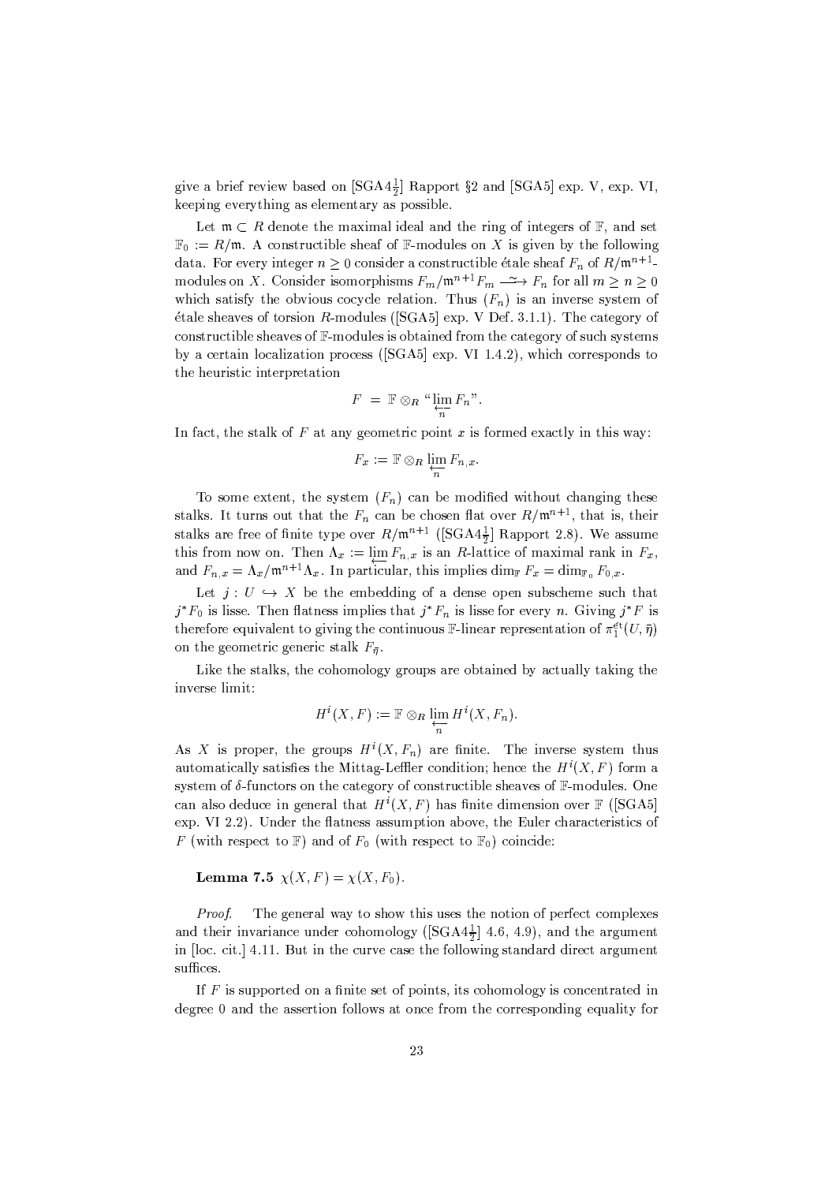give a brief review based on [SGA4$\frac{1}{2}$] Rapport §2 and [SGA5] exp. V, exp. VI, keeping everything as elementary as possible.

Let $\mathfrak{m} \subset R$ denote the maximal ideal and the ring of integers of $\mathbb{F}$, and set $\mathbb{F}_0 := R/\mathfrak{m}$. A constructible sheaf of $\mathbb{F}$-modules on $X$ is given by the following data. For every integer $n \geq 0$ consider a constructible étale sheaf $F_n$ of $R/\mathfrak{m}^{n+1}$-modules on $X$. Consider isomorphisms $F_m/\mathfrak{m}^{n+1}F_m \xrightarrow{\sim} F_n$ for all $m \geq n \geq 0$ which satisfy the obvious cocycle relation. Thus $(F_n)$ is an inverse system of étale sheaves of torsion $R$-modules ([SGA5] exp. V Def. 3.1.1). The category of constructible sheaves of $\mathbb{F}$-modules is obtained from the category of such systems by a certain localization process ([SGA5] exp. VI 1.4.2), which corresponds to the heuristic interpretation

$$F \;=\; \mathbb{F} \otimes_R \text{“}\varprojlim_n F_n\text{”}.$$

In fact, the stalk of $F$ at any geometric point $x$ is formed exactly in this way:

$$F_x := \mathbb{F} \otimes_R \varprojlim_n F_{n,x}.$$

To some extent, the system $(F_n)$ can be modified without changing these stalks. It turns out that the $F_n$ can be chosen flat over $R/\mathfrak{m}^{n+1}$, that is, their stalks are free of finite type over $R/\mathfrak{m}^{n+1}$ ([SGA4$\frac{1}{2}$] Rapport 2.8). We assume this from now on. Then $\Lambda_x := \varprojlim F_{n,x}$ is an $R$-lattice of maximal rank in $F_x$, and $F_{n,x} = \Lambda_x/\mathfrak{m}^{n+1}\Lambda_x$. In particular, this implies $\dim_{\mathbb{F}} F_x = \dim_{\mathbb{F}_0} F_{0,x}$.

Let $j : U \hookrightarrow X$ be the embedding of a dense open subscheme such that $j^*F_0$ is lisse. Then flatness implies that $j^*F_n$ is lisse for every $n$. Giving $j^*F$ is therefore equivalent to giving the continuous $\mathbb{F}$-linear representation of $\pi_1^{\text{ét}}(U,\bar\eta)$ on the geometric generic stalk $F_{\bar\eta}$.

Like the stalks, the cohomology groups are obtained by actually taking the inverse limit:

$$H^i(X,F) := \mathbb{F} \otimes_R \varprojlim_n H^i(X,F_n).$$

As $X$ is proper, the groups $H^i(X,F_n)$ are finite. The inverse system thus automatically satisfies the Mittag-Leffler condition; hence the $H^i(X,F)$ form a system of $\delta$-functors on the category of constructible sheaves of $\mathbb{F}$-modules. One can also deduce in general that $H^i(X,F)$ has finite dimension over $\mathbb{F}$ ([SGA5] exp. VI 2.2). Under the flatness assumption above, the Euler characteristics of $F$ (with respect to $\mathbb{F}$) and of $F_0$ (with respect to $\mathbb{F}_0$) coincide:

**Lemma 7.5** $\chi(X,F) = \chi(X,F_0)$.

*Proof.* The general way to show this uses the notion of perfect complexes and their invariance under cohomology ([SGA4$\frac{1}{2}$] 4.6, 4.9), and the argument in [loc. cit.] 4.11. But in the curve case the following standard direct argument suffices.

If $F$ is supported on a finite set of points, its cohomology is concentrated in degree 0 and the assertion follows at once from the corresponding equality for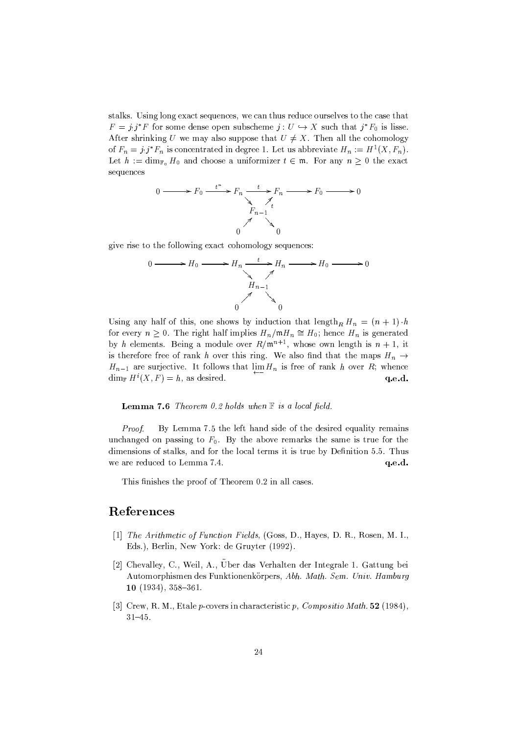stalks. Using long exact sequences, we can thus reduce ourselves to the case that $F = j_! j^* F$ for some dense open subscheme $j : U \hookrightarrow X$ such that $j^* F_0$ is lisse. After shrinking $U$ we may also suppose that $U \neq X$. Then all the cohomology of $F_n = j_! j^* F_n$ is concentrated in degree 1. Let us abbreviate $H_n := H^1(X, F_n)$. Let $h := \dim_{\mathbb{F}_0} H_0$ and choose a uniformizer $t \in \mathfrak{m}$. For any $n \geq 0$ the exact sequences

$$
\begin{array}{ccccccccc}
0 & \longrightarrow & F_0 & \xrightarrow{t^n} & F_n & \xrightarrow{t} & F_n & \longrightarrow & F_0 \longrightarrow 0 \\
 & & & & \searrow & & \nearrow_t & & \\
 & & & & & F_{n-1} & & & \\
 & & & & \nearrow & & \searrow & & \\
 & & & & 0 & & 0 & &
\end{array}
$$

give rise to the following exact cohomology sequences:

$$
\begin{array}{ccccccccc}
0 & \longrightarrow & H_0 & \longrightarrow & H_n & \xrightarrow{t} & H_n & \longrightarrow & H_0 \longrightarrow 0 \\
 & & & & \searrow & & \nearrow & & \\
 & & & & & H_{n-1} & & & \\
 & & & & \nearrow & & \searrow & & \\
 & & & & 0 & & 0 & &
\end{array}
$$

Using any half of this, one shows by induction that $\mathrm{length}_R H_n = (n+1) \cdot h$ for every $n \geq 0$. The right half implies $H_n / \mathfrak{m} H_n \cong H_0$; hence $H_n$ is generated by $h$ elements. Being a module over $R/\mathfrak{m}^{n+1}$, whose own length is $n+1$, it is therefore free of rank $h$ over this ring. We also find that the maps $H_n \to H_{n-1}$ are surjective. It follows that $\varprojlim H_n$ is free of rank $h$ over $R$; whence $\dim_{\mathbb{F}} H^i(X, F) = h$, as desired. **q.e.d.**

**Lemma 7.6** *Theorem 0.2 holds when $\mathbb{F}$ is a local field.*

*Proof.* By Lemma 7.5 the left hand side of the desired equality remains unchanged on passing to $F_0$. By the above remarks the same is true for the dimensions of stalks, and for the local terms it is true by Definition 5.5. Thus we are reduced to Lemma 7.4. **q.e.d.**

This finishes the proof of Theorem 0.2 in all cases.

# References

[1] *The Arithmetic of Function Fields*, (Goss, D., Hayes, D. R., Rosen, M. I., Eds.), Berlin, New York: de Gruyter (1992).

[2] Chevalley, C., Weil, A., Über das Verhalten der Integrale 1. Gattung bei Automorphismen des Funktionenkörpers, *Abh. Math. Sem. Univ. Hamburg* **10** (1934), 358–361.

[3] Crew, R. M., Etale $p$-covers in characteristic $p$, *Compositio Math.* **52** (1984), 31–45.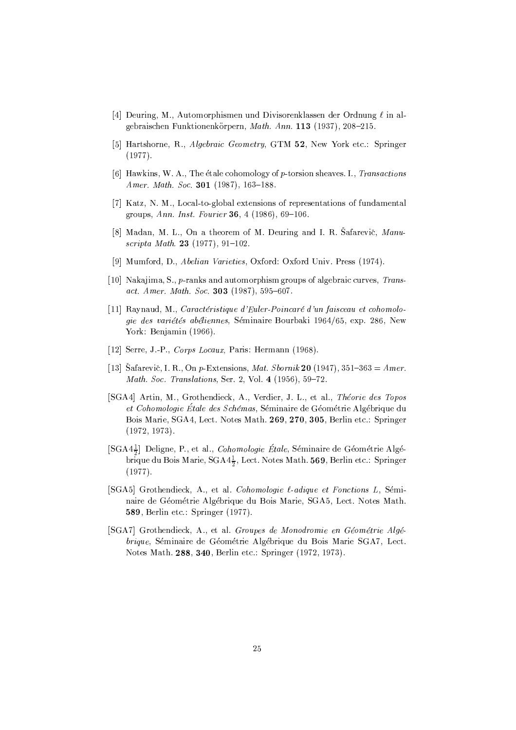[4] Deuring, M., Automorphismen und Divisorenklassen der Ordnung $\ell$ in algebraischen Funktionenkörpern, *Math. Ann.* **113** (1937), 208–215.

[5] Hartshorne, R., *Algebraic Geometry*, GTM **52**, New York etc.: Springer (1977).

[6] Hawkins, W. A., The étale cohomology of $p$-torsion sheaves. I., *Transactions Amer. Math. Soc.* **301** (1987), 163–188.

[7] Katz, N. M., Local-to-global extensions of representations of fundamental groups, *Ann. Inst. Fourier* **36**, 4 (1986), 69–106.

[8] Madan, M. L., On a theorem of M. Deuring and I. R. Šafarevič, *Manuscripta Math.* **23** (1977), 91–102.

[9] Mumford, D., *Abelian Varieties*, Oxford: Oxford Univ. Press (1974).

[10] Nakajima, S., $p$-ranks and automorphism groups of algebraic curves, *Transact. Amer. Math. Soc.* **303** (1987), 595–607.

[11] Raynaud, M., *Caractéristique d'Euler-Poincaré d'un faisceau et cohomologie des variétés abéliennes*, Séminaire Bourbaki 1964/65, exp. 286, New York: Benjamin (1966).

[12] Serre, J.-P., *Corps Locaux*, Paris: Hermann (1968).

[13] Šafarevič, I. R., On $p$-Extensions, *Mat. Sbornik* **20** (1947), 351–363 = *Amer. Math. Soc. Translations*, Ser. 2, Vol. **4** (1956), 59–72.

[SGA4] Artin, M., Grothendieck, A., Verdier, J. L., et al., *Théorie des Topos et Cohomologie Étale des Schémas*, Séminaire de Géométrie Algébrique du Bois Marie, SGA4, Lect. Notes Math. **269**, **270**, **305**, Berlin etc.: Springer (1972, 1973).

[SGA4$\frac{1}{2}$] Deligne, P., et al., *Cohomologie Étale*, Séminaire de Géométrie Algébrique du Bois Marie, SGA4$\frac{1}{2}$, Lect. Notes Math. **569**, Berlin etc.: Springer (1977).

[SGA5] Grothendieck, A., et al. *Cohomologie $\ell$-adique et Fonctions L*, Séminaire de Géométrie Algébrique du Bois Marie, SGA5, Lect. Notes Math. **589**, Berlin etc.: Springer (1977).

[SGA7] Grothendieck, A., et al. *Groupes de Monodromie en Géométrie Algébrique*, Séminaire de Géométrie Algébrique du Bois Marie SGA7, Lect. Notes Math. **288**, **340**, Berlin etc.: Springer (1972, 1973).